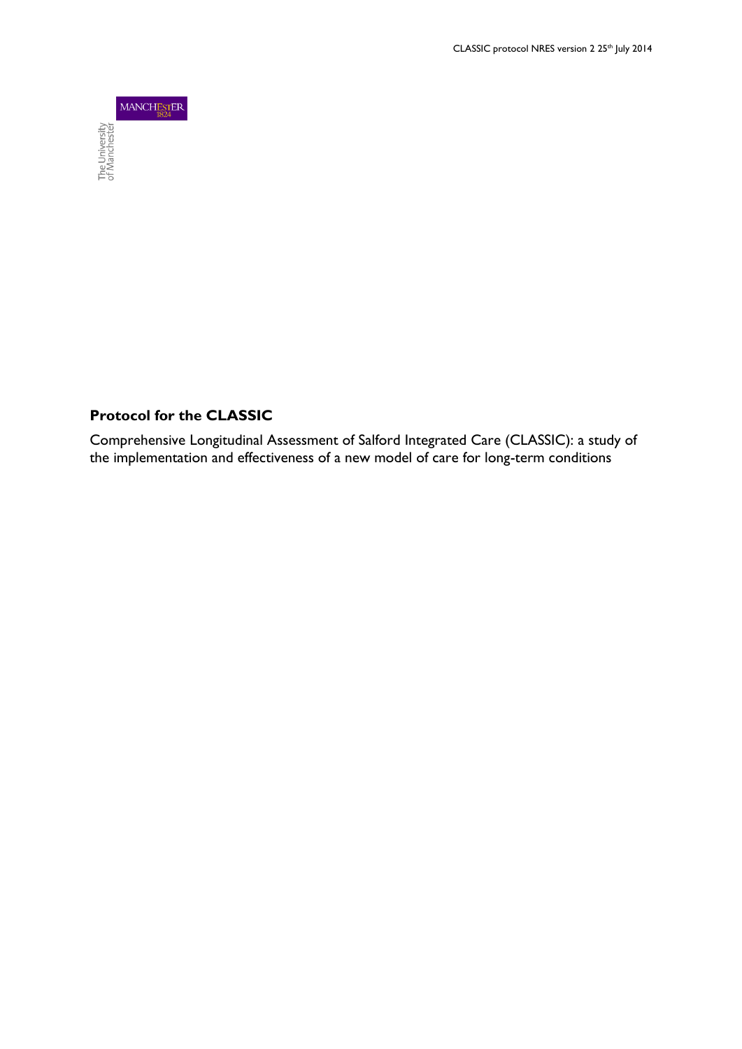**Protocol for the CLASSIC**

Comprehensive Longitudinal Assessment of Salford Integrated Care (CLASSIC): a study of the implementation and effectiveness of a new model of care for long-term conditions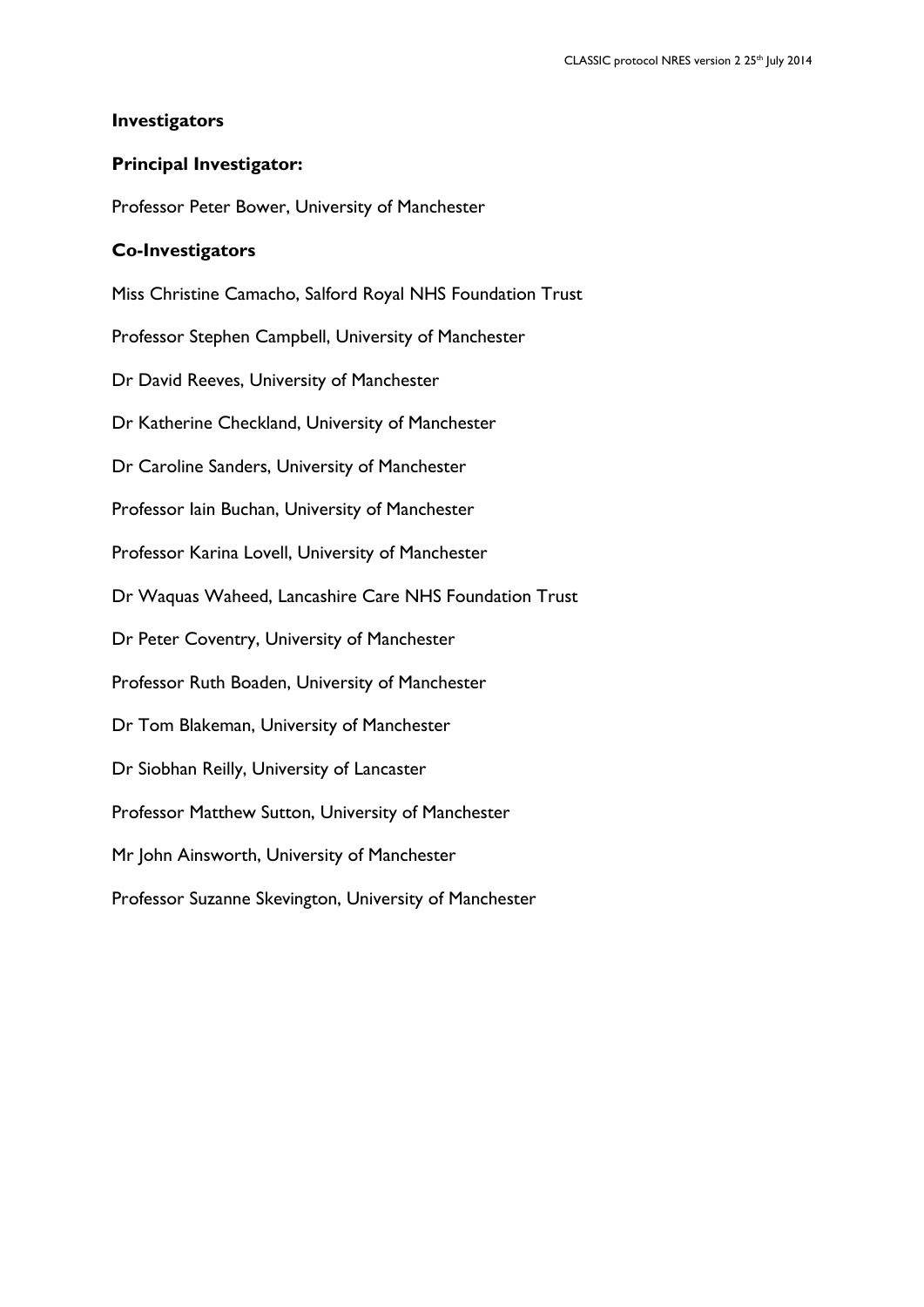## Investigators

### Principal Investigator:

Professor Peter Bower, University of Manchester

### Co-Investigators

Miss Christine Camacho, Salford Royal NHS Foundation Trust

Professor Stephen Campbell, University of Manchester

Dr David Reeves, University of Manchester

Dr Katherine Checkland, University of Manchester

Dr Caroline Sanders, University of Manchester

Professor Iain Buchan, University of Manchester

Professor Karina Lovell, University of Manchester

Dr Waquas Waheed, Lancashire Care NHS Foundation Trust

Dr Peter Coventry, University of Manchester

Professor Ruth Boaden, University of Manchester

Dr Tom Blakeman, University of Manchester

Dr Siobhan Reilly, University of Lancaster

Professor Matthew Sutton, University of Manchester

Mr John Ainsworth, University of Manchester

Professor Suzanne Skevington, University of Manchester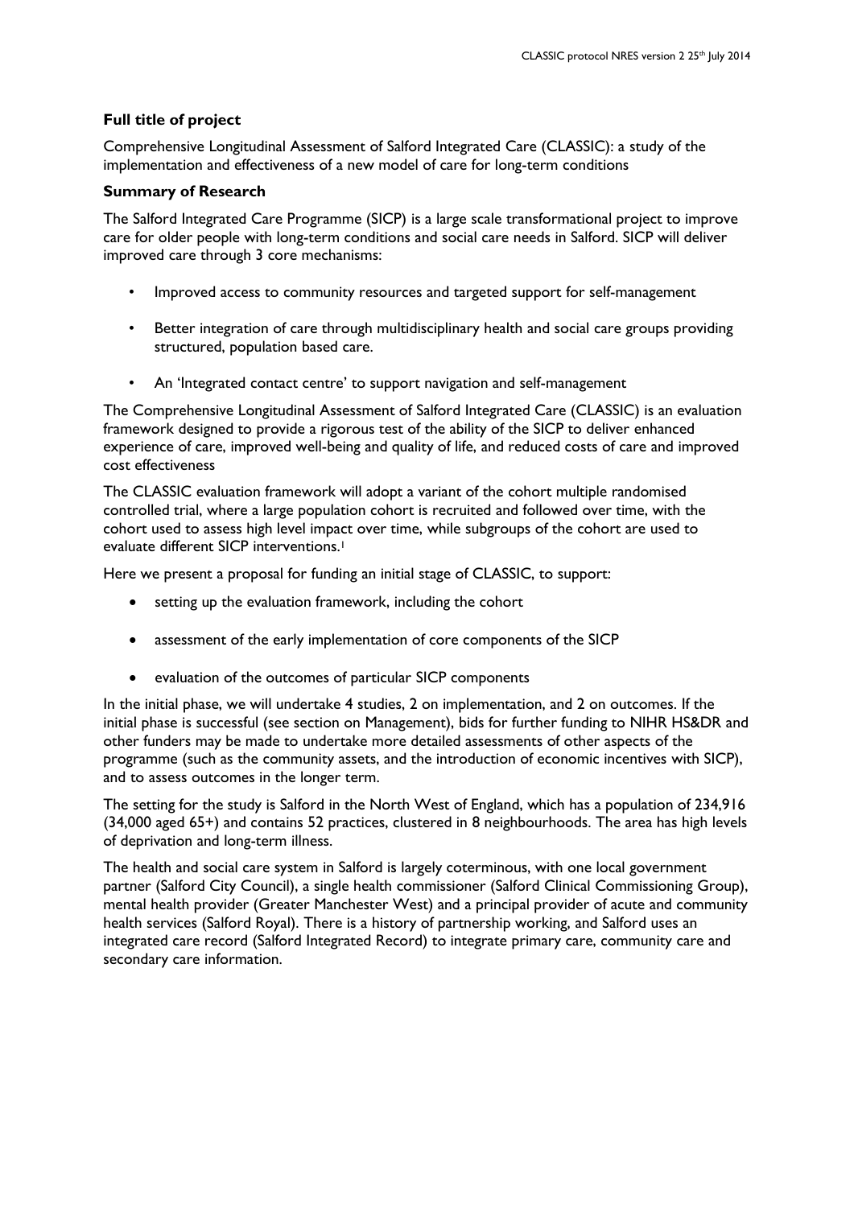**Full title of project**

Comprehensive Longitudinal Assessment of Salford Integrated Care (CLASSIC): a study of the implementation and effectiveness of a new model of care for long-term conditions

**Summary of Research**

The Salford Integrated Care Programme (SICP) is a large scale transformational project to improve care for older people with long-term conditions and social care needs in Salford. SICP will deliver improved care through 3 core mechanisms:

- Improved access to community resources and targeted support for self-management
- Better integration of care through multidisciplinary health and social care groups providing structured, population based care.
- An 'Integrated contact centre' to support navigation and self-management

The Comprehensive Longitudinal Assessment of Salford Integrated Care (CLASSIC) is an evaluation framework designed to provide a rigorous test of the ability of the SICP to deliver enhanced experience of care, improved well-being and quality of life, and reduced costs of care and improved cost effectiveness

The CLASSIC evaluation framework will adopt a variant of the cohort multiple randomised controlled trial, where a large population cohort is recruited and followed over time, with the cohort used to assess high level impact over time, while subgroups of the cohort are used to evaluate different SICP interventions.[1]

Here we present a proposal for funding an initial stage of CLASSIC, to support:

- setting up the evaluation framework, including the cohort
- assessment of the early implementation of core components of the SICP
- evaluation of the outcomes of particular SICP components

In the initial phase, we will undertake 4 studies, 2 on implementation, and 2 on outcomes. If the initial phase is successful (see section on Management), bids for further funding to NIHR HS&DR and other funders may be made to undertake more detailed assessments of other aspects of the programme (such as the community assets, and the introduction of economic incentives with SICP), and to assess outcomes in the longer term.

The setting for the study is Salford in the North West of England, which has a population of 234,916 (34,000 aged 65+) and contains 52 practices, clustered in 8 neighbourhoods. The area has high levels of deprivation and long-term illness.

The health and social care system in Salford is largely coterminous, with one local government partner (Salford City Council), a single health commissioner (Salford Clinical Commissioning Group), mental health provider (Greater Manchester West) and a principal provider of acute and community health services (Salford Royal). There is a history of partnership working, and Salford uses an integrated care record (Salford Integrated Record) to integrate primary care, community care and secondary care information.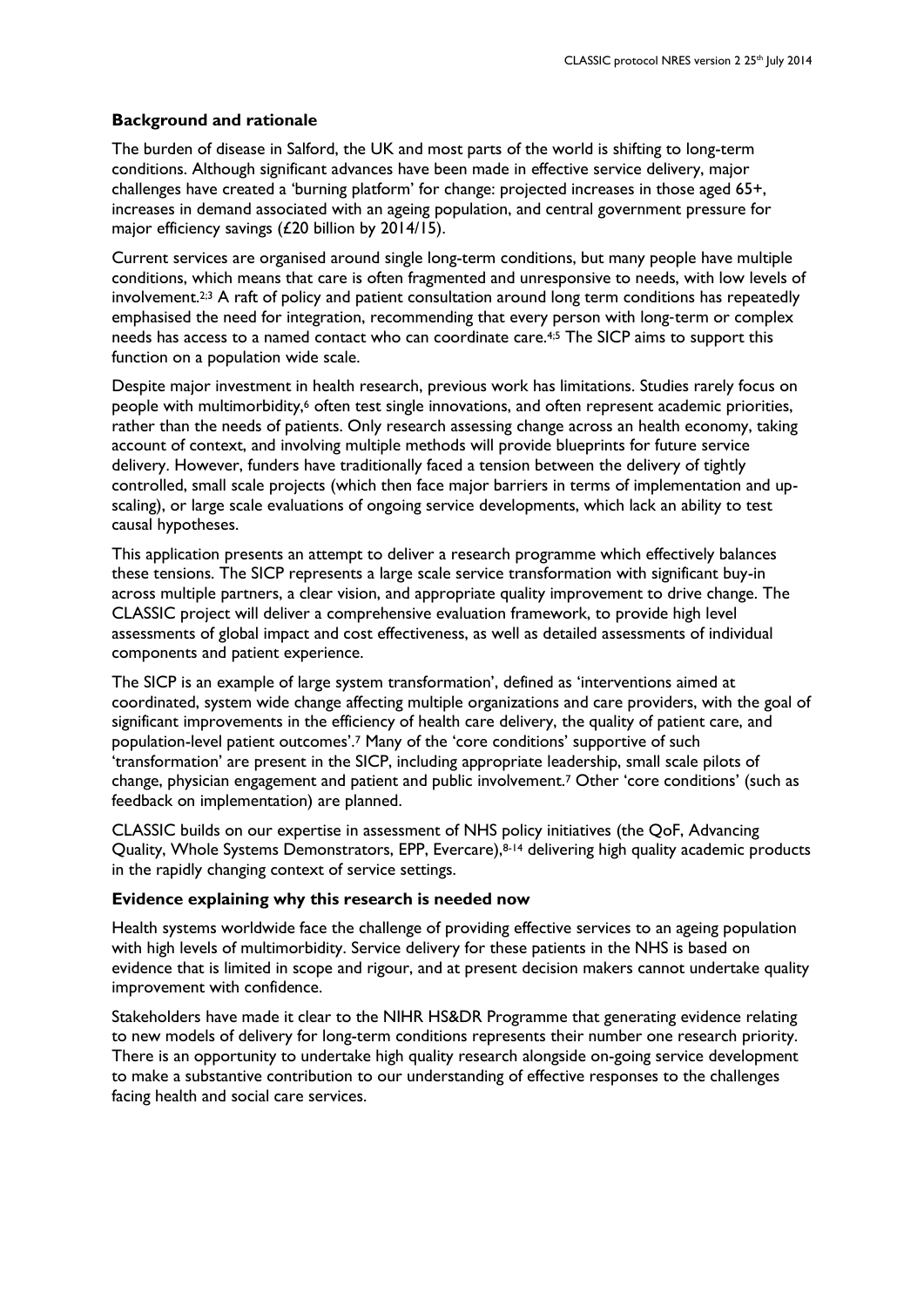**Background and rationale**

The burden of disease in Salford, the UK and most parts of the world is shifting to long-term conditions. Although significant advances have been made in effective service delivery, major challenges have created a 'burning platform' for change: projected increases in those aged 65+, increases in demand associated with an ageing population, and central government pressure for major efficiency savings (£20 billion by 2014/15).

Current services are organised around single long-term conditions, but many people have multiple conditions, which means that care is often fragmented and unresponsive to needs, with low levels of involvement.[2;3] A raft of policy and patient consultation around long term conditions has repeatedly emphasised the need for integration, recommending that every person with long-term or complex needs has access to a named contact who can coordinate care.[4;5] The SICP aims to support this function on a population wide scale.

Despite major investment in health research, previous work has limitations. Studies rarely focus on people with multimorbidity,[6] often test single innovations, and often represent academic priorities, rather than the needs of patients. Only research assessing change across an health economy, taking account of context, and involving multiple methods will provide blueprints for future service delivery. However, funders have traditionally faced a tension between the delivery of tightly controlled, small scale projects (which then face major barriers in terms of implementation and up-scaling), or large scale evaluations of ongoing service developments, which lack an ability to test causal hypotheses.

This application presents an attempt to deliver a research programme which effectively balances these tensions. The SICP represents a large scale service transformation with significant buy-in across multiple partners, a clear vision, and appropriate quality improvement to drive change. The CLASSIC project will deliver a comprehensive evaluation framework, to provide high level assessments of global impact and cost effectiveness, as well as detailed assessments of individual components and patient experience.

The SICP is an example of large system transformation', defined as 'interventions aimed at coordinated, system wide change affecting multiple organizations and care providers, with the goal of significant improvements in the efficiency of health care delivery, the quality of patient care, and population-level patient outcomes'.[7] Many of the 'core conditions' supportive of such 'transformation' are present in the SICP, including appropriate leadership, small scale pilots of change, physician engagement and patient and public involvement.[7] Other 'core conditions' (such as feedback on implementation) are planned.

CLASSIC builds on our expertise in assessment of NHS policy initiatives (the QoF, Advancing Quality, Whole Systems Demonstrators, EPP, Evercare),[8-14] delivering high quality academic products in the rapidly changing context of service settings.

**Evidence explaining why this research is needed now**

Health systems worldwide face the challenge of providing effective services to an ageing population with high levels of multimorbidity. Service delivery for these patients in the NHS is based on evidence that is limited in scope and rigour, and at present decision makers cannot undertake quality improvement with confidence.

Stakeholders have made it clear to the NIHR HS&DR Programme that generating evidence relating to new models of delivery for long-term conditions represents their number one research priority. There is an opportunity to undertake high quality research alongside on-going service development to make a substantive contribution to our understanding of effective responses to the challenges facing health and social care services.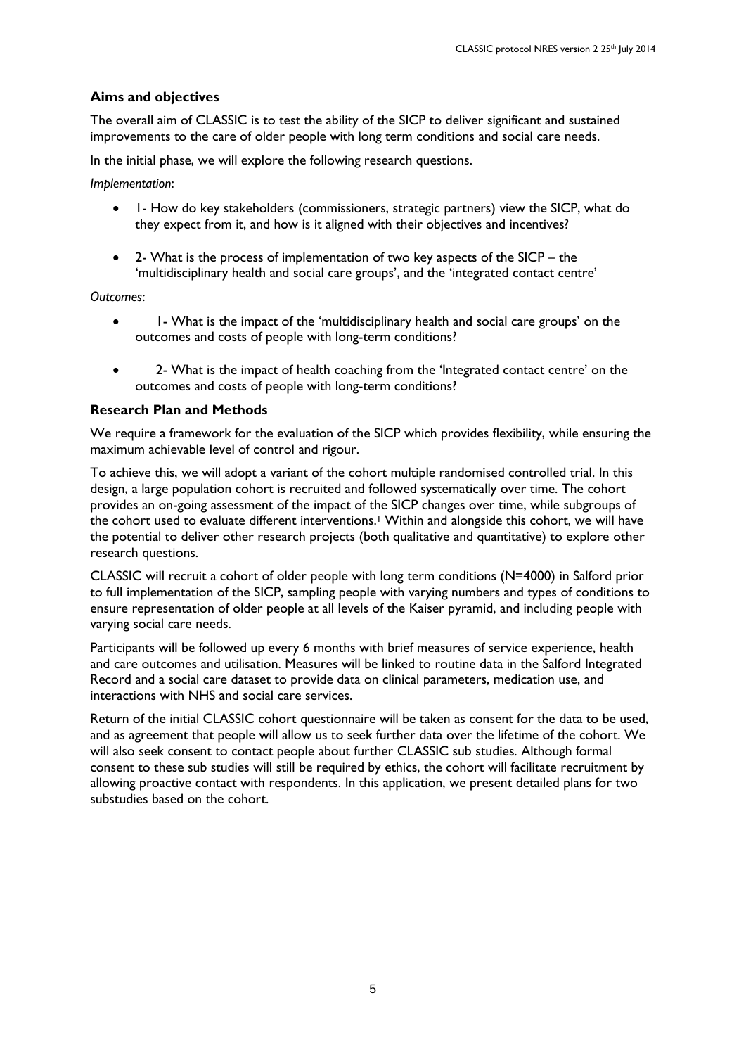### Aims and objectives

The overall aim of CLASSIC is to test the ability of the SICP to deliver significant and sustained improvements to the care of older people with long term conditions and social care needs.

In the initial phase, we will explore the following research questions.

*Implementation*:

- 1- How do key stakeholders (commissioners, strategic partners) view the SICP, what do they expect from it, and how is it aligned with their objectives and incentives?
- 2- What is the process of implementation of two key aspects of the SICP – the 'multidisciplinary health and social care groups', and the 'integrated contact centre'

*Outcomes*:

- 1- What is the impact of the 'multidisciplinary health and social care groups' on the outcomes and costs of people with long-term conditions?
- 2- What is the impact of health coaching from the 'Integrated contact centre' on the outcomes and costs of people with long-term conditions?

### Research Plan and Methods

We require a framework for the evaluation of the SICP which provides flexibility, while ensuring the maximum achievable level of control and rigour.

To achieve this, we will adopt a variant of the cohort multiple randomised controlled trial. In this design, a large population cohort is recruited and followed systematically over time. The cohort provides an on-going assessment of the impact of the SICP changes over time, while subgroups of the cohort used to evaluate different interventions.[1] Within and alongside this cohort, we will have the potential to deliver other research projects (both qualitative and quantitative) to explore other research questions.

CLASSIC will recruit a cohort of older people with long term conditions (N=4000) in Salford prior to full implementation of the SICP, sampling people with varying numbers and types of conditions to ensure representation of older people at all levels of the Kaiser pyramid, and including people with varying social care needs.

Participants will be followed up every 6 months with brief measures of service experience, health and care outcomes and utilisation. Measures will be linked to routine data in the Salford Integrated Record and a social care dataset to provide data on clinical parameters, medication use, and interactions with NHS and social care services.

Return of the initial CLASSIC cohort questionnaire will be taken as consent for the data to be used, and as agreement that people will allow us to seek further data over the lifetime of the cohort. We will also seek consent to contact people about further CLASSIC sub studies. Although formal consent to these sub studies will still be required by ethics, the cohort will facilitate recruitment by allowing proactive contact with respondents. In this application, we present detailed plans for two substudies based on the cohort.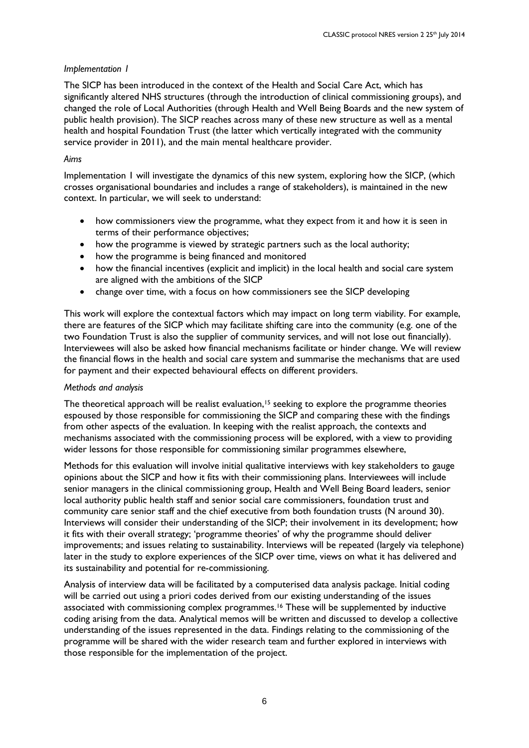*Implementation 1*

The SICP has been introduced in the context of the Health and Social Care Act, which has significantly altered NHS structures (through the introduction of clinical commissioning groups), and changed the role of Local Authorities (through Health and Well Being Boards and the new system of public health provision). The SICP reaches across many of these new structure as well as a mental health and hospital Foundation Trust (the latter which vertically integrated with the community service provider in 2011), and the main mental healthcare provider.

*Aims*

Implementation 1 will investigate the dynamics of this new system, exploring how the SICP, (which crosses organisational boundaries and includes a range of stakeholders), is maintained in the new context. In particular, we will seek to understand:

- how commissioners view the programme, what they expect from it and how it is seen in terms of their performance objectives;
- how the programme is viewed by strategic partners such as the local authority;
- how the programme is being financed and monitored
- how the financial incentives (explicit and implicit) in the local health and social care system are aligned with the ambitions of the SICP
- change over time, with a focus on how commissioners see the SICP developing

This work will explore the contextual factors which may impact on long term viability. For example, there are features of the SICP which may facilitate shifting care into the community (e.g. one of the two Foundation Trust is also the supplier of community services, and will not lose out financially). Interviewees will also be asked how financial mechanisms facilitate or hinder change. We will review the financial flows in the health and social care system and summarise the mechanisms that are used for payment and their expected behavioural effects on different providers.

*Methods and analysis*

The theoretical approach will be realist evaluation,[15] seeking to explore the programme theories espoused by those responsible for commissioning the SICP and comparing these with the findings from other aspects of the evaluation. In keeping with the realist approach, the contexts and mechanisms associated with the commissioning process will be explored, with a view to providing wider lessons for those responsible for commissioning similar programmes elsewhere,

Methods for this evaluation will involve initial qualitative interviews with key stakeholders to gauge opinions about the SICP and how it fits with their commissioning plans. Interviewees will include senior managers in the clinical commissioning group, Health and Well Being Board leaders, senior local authority public health staff and senior social care commissioners, foundation trust and community care senior staff and the chief executive from both foundation trusts (N around 30). Interviews will consider their understanding of the SICP; their involvement in its development; how it fits with their overall strategy; 'programme theories' of why the programme should deliver improvements; and issues relating to sustainability. Interviews will be repeated (largely via telephone) later in the study to explore experiences of the SICP over time, views on what it has delivered and its sustainability and potential for re-commissioning.

Analysis of interview data will be facilitated by a computerised data analysis package. Initial coding will be carried out using a priori codes derived from our existing understanding of the issues associated with commissioning complex programmes.[16] These will be supplemented by inductive coding arising from the data. Analytical memos will be written and discussed to develop a collective understanding of the issues represented in the data. Findings relating to the commissioning of the programme will be shared with the wider research team and further explored in interviews with those responsible for the implementation of the project.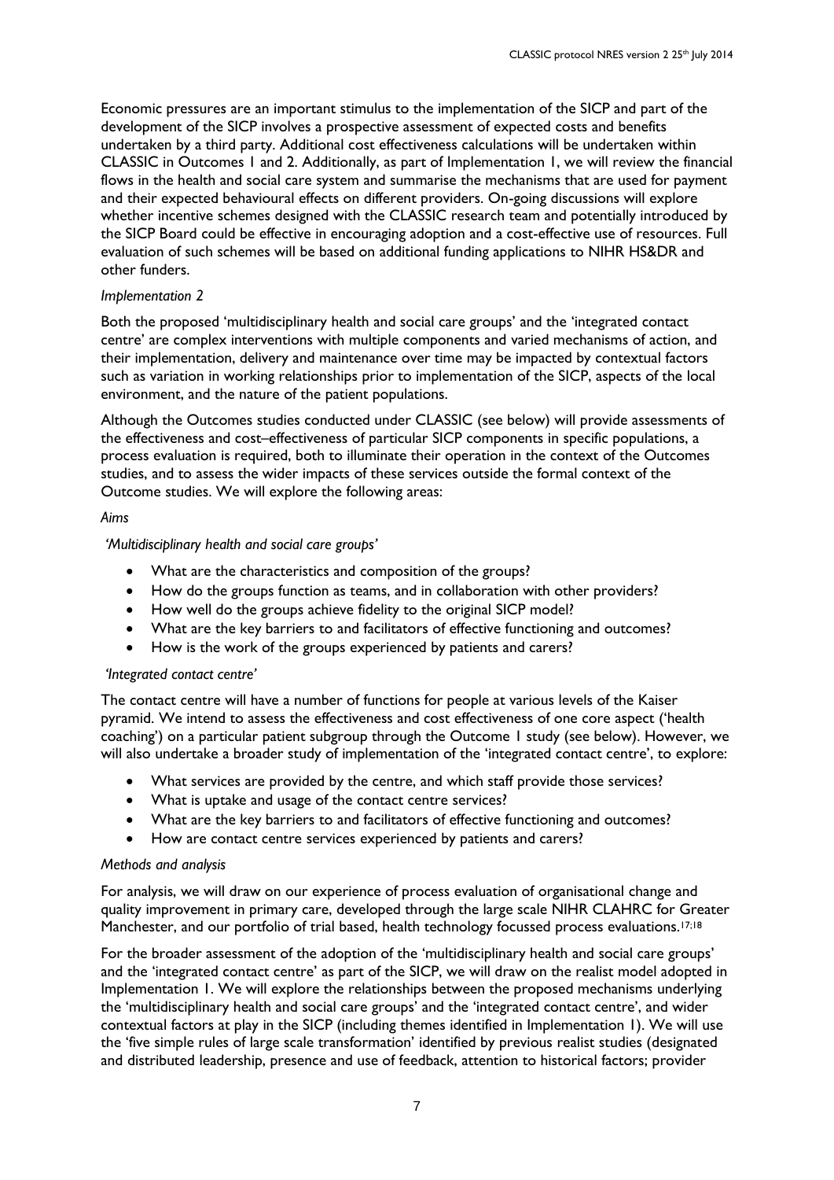Economic pressures are an important stimulus to the implementation of the SICP and part of the development of the SICP involves a prospective assessment of expected costs and benefits undertaken by a third party. Additional cost effectiveness calculations will be undertaken within CLASSIC in Outcomes 1 and 2. Additionally, as part of Implementation 1, we will review the financial flows in the health and social care system and summarise the mechanisms that are used for payment and their expected behavioural effects on different providers. On-going discussions will explore whether incentive schemes designed with the CLASSIC research team and potentially introduced by the SICP Board could be effective in encouraging adoption and a cost-effective use of resources. Full evaluation of such schemes will be based on additional funding applications to NIHR HS&DR and other funders.

*Implementation 2*

Both the proposed 'multidisciplinary health and social care groups' and the 'integrated contact centre' are complex interventions with multiple components and varied mechanisms of action, and their implementation, delivery and maintenance over time may be impacted by contextual factors such as variation in working relationships prior to implementation of the SICP, aspects of the local environment, and the nature of the patient populations.

Although the Outcomes studies conducted under CLASSIC (see below) will provide assessments of the effectiveness and cost–effectiveness of particular SICP components in specific populations, a process evaluation is required, both to illuminate their operation in the context of the Outcomes studies, and to assess the wider impacts of these services outside the formal context of the Outcome studies. We will explore the following areas:

*Aims*

*'Multidisciplinary health and social care groups'*

- What are the characteristics and composition of the groups?
- How do the groups function as teams, and in collaboration with other providers?
- How well do the groups achieve fidelity to the original SICP model?
- What are the key barriers to and facilitators of effective functioning and outcomes?
- How is the work of the groups experienced by patients and carers?

*'Integrated contact centre'*

The contact centre will have a number of functions for people at various levels of the Kaiser pyramid. We intend to assess the effectiveness and cost effectiveness of one core aspect ('health coaching') on a particular patient subgroup through the Outcome 1 study (see below). However, we will also undertake a broader study of implementation of the 'integrated contact centre', to explore:

- What services are provided by the centre, and which staff provide those services?
- What is uptake and usage of the contact centre services?
- What are the key barriers to and facilitators of effective functioning and outcomes?
- How are contact centre services experienced by patients and carers?

*Methods and analysis*

For analysis, we will draw on our experience of process evaluation of organisational change and quality improvement in primary care, developed through the large scale NIHR CLAHRC for Greater Manchester, and our portfolio of trial based, health technology focussed process evaluations.[17;18]

For the broader assessment of the adoption of the 'multidisciplinary health and social care groups' and the 'integrated contact centre' as part of the SICP, we will draw on the realist model adopted in Implementation 1. We will explore the relationships between the proposed mechanisms underlying the 'multidisciplinary health and social care groups' and the 'integrated contact centre', and wider contextual factors at play in the SICP (including themes identified in Implementation 1). We will use the 'five simple rules of large scale transformation' identified by previous realist studies (designated and distributed leadership, presence and use of feedback, attention to historical factors; provider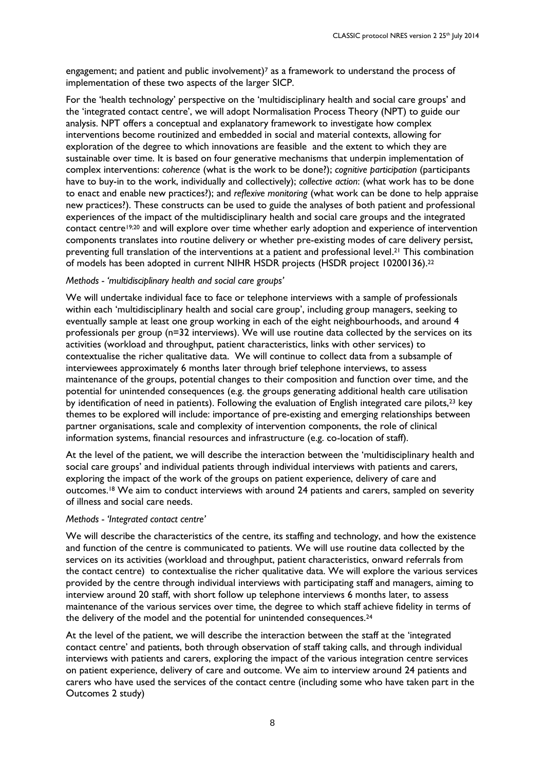engagement; and patient and public involvement)[7] as a framework to understand the process of implementation of these two aspects of the larger SICP.

For the 'health technology' perspective on the 'multidisciplinary health and social care groups' and the 'integrated contact centre', we will adopt Normalisation Process Theory (NPT) to guide our analysis. NPT offers a conceptual and explanatory framework to investigate how complex interventions become routinized and embedded in social and material contexts, allowing for exploration of the degree to which innovations are feasible and the extent to which they are sustainable over time. It is based on four generative mechanisms that underpin implementation of complex interventions: *coherence* (what is the work to be done?); *cognitive participation* (participants have to buy-in to the work, individually and collectively); *collective action*: (what work has to be done to enact and enable new practices?); and *reflexive monitoring* (what work can be done to help appraise new practices?). These constructs can be used to guide the analyses of both patient and professional experiences of the impact of the multidisciplinary health and social care groups and the integrated contact centre[19;20] and will explore over time whether early adoption and experience of intervention components translates into routine delivery or whether pre-existing modes of care delivery persist, preventing full translation of the interventions at a patient and professional level.[21] This combination of models has been adopted in current NIHR HSDR projects (HSDR project 10200136).[22]

*Methods - 'multidisciplinary health and social care groups'*

We will undertake individual face to face or telephone interviews with a sample of professionals within each 'multidisciplinary health and social care group', including group managers, seeking to eventually sample at least one group working in each of the eight neighbourhoods, and around 4 professionals per group (n=32 interviews). We will use routine data collected by the services on its activities (workload and throughput, patient characteristics, links with other services) to contextualise the richer qualitative data. We will continue to collect data from a subsample of interviewees approximately 6 months later through brief telephone interviews, to assess maintenance of the groups, potential changes to their composition and function over time, and the potential for unintended consequences (e.g. the groups generating additional health care utilisation by identification of need in patients). Following the evaluation of English integrated care pilots,[23] key themes to be explored will include: importance of pre-existing and emerging relationships between partner organisations, scale and complexity of intervention components, the role of clinical information systems, financial resources and infrastructure (e.g. co-location of staff).

At the level of the patient, we will describe the interaction between the 'multidisciplinary health and social care groups' and individual patients through individual interviews with patients and carers, exploring the impact of the work of the groups on patient experience, delivery of care and outcomes.[18] We aim to conduct interviews with around 24 patients and carers, sampled on severity of illness and social care needs.

*Methods - 'Integrated contact centre'*

We will describe the characteristics of the centre, its staffing and technology, and how the existence and function of the centre is communicated to patients. We will use routine data collected by the services on its activities (workload and throughput, patient characteristics, onward referrals from the contact centre) to contextualise the richer qualitative data. We will explore the various services provided by the centre through individual interviews with participating staff and managers, aiming to interview around 20 staff, with short follow up telephone interviews 6 months later, to assess maintenance of the various services over time, the degree to which staff achieve fidelity in terms of the delivery of the model and the potential for unintended consequences.[24]

At the level of the patient, we will describe the interaction between the staff at the 'integrated contact centre' and patients, both through observation of staff taking calls, and through individual interviews with patients and carers, exploring the impact of the various integration centre services on patient experience, delivery of care and outcome. We aim to interview around 24 patients and carers who have used the services of the contact centre (including some who have taken part in the Outcomes 2 study)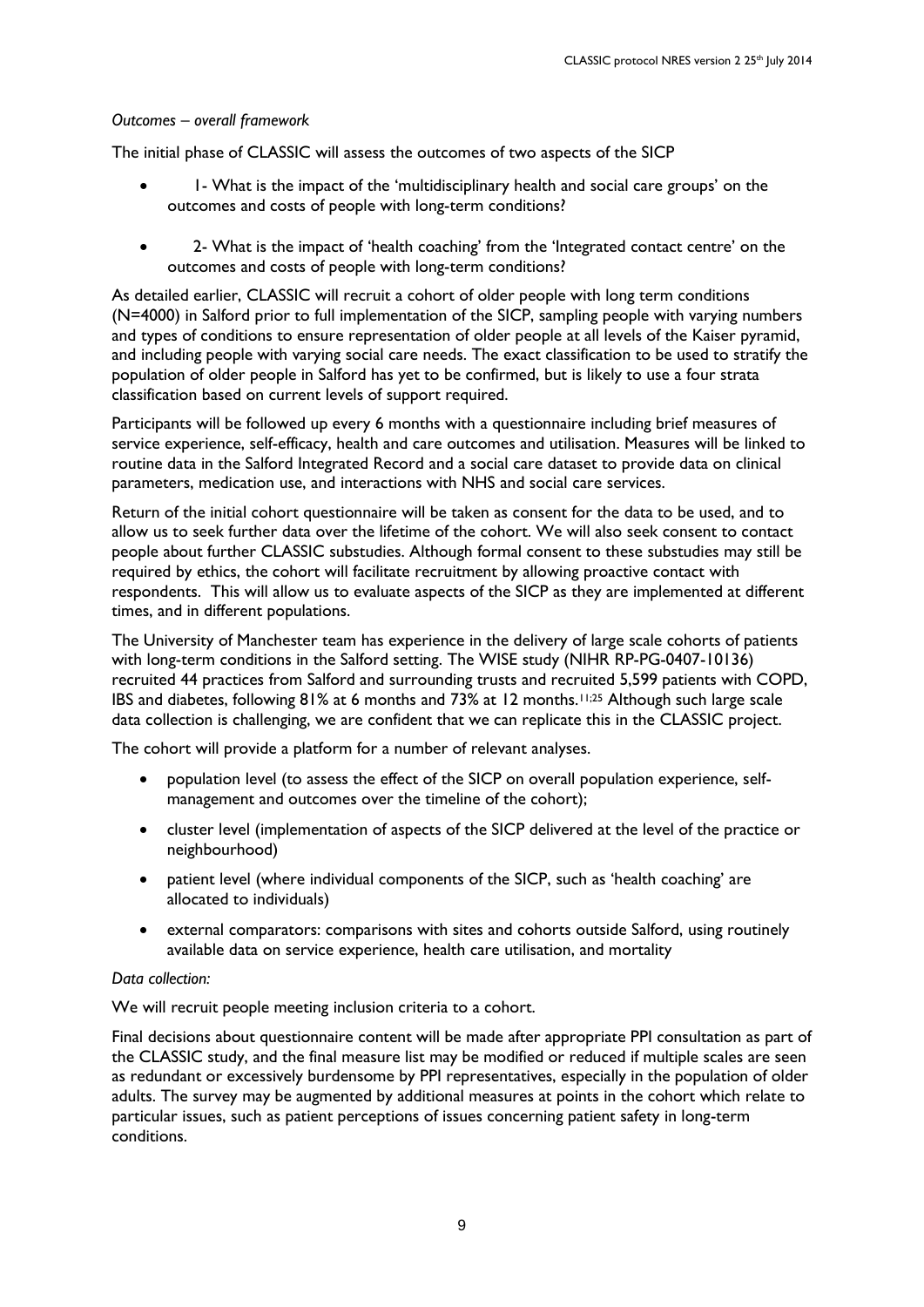*Outcomes – overall framework*

The initial phase of CLASSIC will assess the outcomes of two aspects of the SICP

- 1- What is the impact of the 'multidisciplinary health and social care groups' on the outcomes and costs of people with long-term conditions?
- 2- What is the impact of 'health coaching' from the 'Integrated contact centre' on the outcomes and costs of people with long-term conditions?

As detailed earlier, CLASSIC will recruit a cohort of older people with long term conditions (N=4000) in Salford prior to full implementation of the SICP, sampling people with varying numbers and types of conditions to ensure representation of older people at all levels of the Kaiser pyramid, and including people with varying social care needs. The exact classification to be used to stratify the population of older people in Salford has yet to be confirmed, but is likely to use a four strata classification based on current levels of support required.

Participants will be followed up every 6 months with a questionnaire including brief measures of service experience, self-efficacy, health and care outcomes and utilisation. Measures will be linked to routine data in the Salford Integrated Record and a social care dataset to provide data on clinical parameters, medication use, and interactions with NHS and social care services.

Return of the initial cohort questionnaire will be taken as consent for the data to be used, and to allow us to seek further data over the lifetime of the cohort. We will also seek consent to contact people about further CLASSIC substudies. Although formal consent to these substudies may still be required by ethics, the cohort will facilitate recruitment by allowing proactive contact with respondents. This will allow us to evaluate aspects of the SICP as they are implemented at different times, and in different populations.

The University of Manchester team has experience in the delivery of large scale cohorts of patients with long-term conditions in the Salford setting. The WISE study (NIHR RP-PG-0407-10136) recruited 44 practices from Salford and surrounding trusts and recruited 5,599 patients with COPD, IBS and diabetes, following 81% at 6 months and 73% at 12 months.[11;25] Although such large scale data collection is challenging, we are confident that we can replicate this in the CLASSIC project.

The cohort will provide a platform for a number of relevant analyses.

- population level (to assess the effect of the SICP on overall population experience, self-management and outcomes over the timeline of the cohort);
- cluster level (implementation of aspects of the SICP delivered at the level of the practice or neighbourhood)
- patient level (where individual components of the SICP, such as 'health coaching' are allocated to individuals)
- external comparators: comparisons with sites and cohorts outside Salford, using routinely available data on service experience, health care utilisation, and mortality

*Data collection:*

We will recruit people meeting inclusion criteria to a cohort.

Final decisions about questionnaire content will be made after appropriate PPI consultation as part of the CLASSIC study, and the final measure list may be modified or reduced if multiple scales are seen as redundant or excessively burdensome by PPI representatives, especially in the population of older adults. The survey may be augmented by additional measures at points in the cohort which relate to particular issues, such as patient perceptions of issues concerning patient safety in long-term conditions.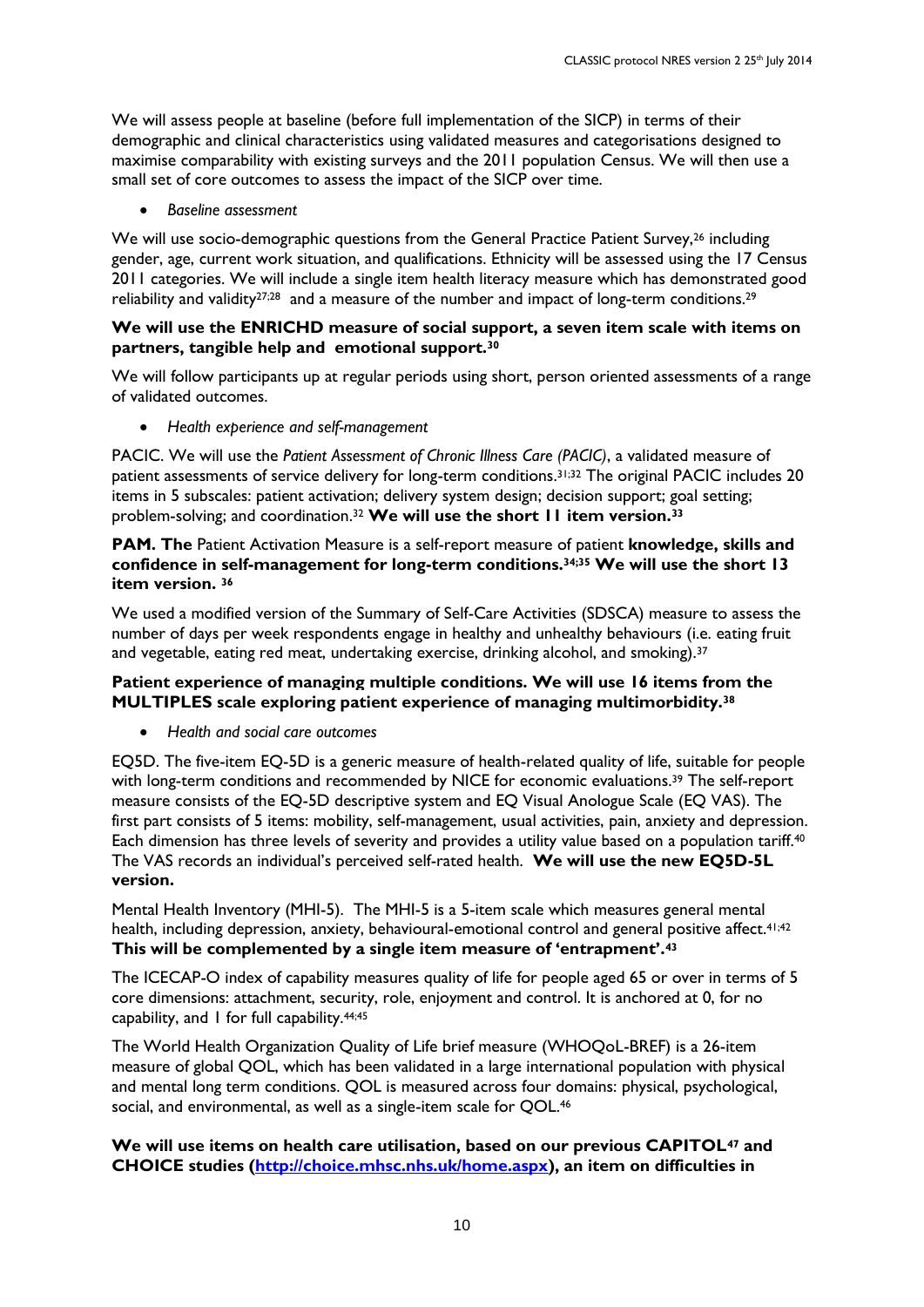We will assess people at baseline (before full implementation of the SICP) in terms of their demographic and clinical characteristics using validated measures and categorisations designed to maximise comparability with existing surveys and the 2011 population Census. We will then use a small set of core outcomes to assess the impact of the SICP over time.

- *Baseline assessment*

We will use socio-demographic questions from the General Practice Patient Survey,[26] including gender, age, current work situation, and qualifications. Ethnicity will be assessed using the 17 Census 2011 categories. We will include a single item health literacy measure which has demonstrated good reliability and validity[27;28] and a measure of the number and impact of long-term conditions.[29]

**We will use the ENRICHD measure of social support, a seven item scale with items on partners, tangible help and emotional support.[30]**

We will follow participants up at regular periods using short, person oriented assessments of a range of validated outcomes.

- *Health experience and self-management*

PACIC. We will use the *Patient Assessment of Chronic Illness Care (PACIC)*, a validated measure of patient assessments of service delivery for long-term conditions.[31;32] The original PACIC includes 20 items in 5 subscales: patient activation; delivery system design; decision support; goal setting; problem-solving; and coordination.[32] **We will use the short 11 item version.[33]**

**PAM. The** Patient Activation Measure is a self-report measure of patient **knowledge, skills and confidence in self-management for long-term conditions.[34;35] We will use the short 13 item version. [36]**

We used a modified version of the Summary of Self-Care Activities (SDSCA) measure to assess the number of days per week respondents engage in healthy and unhealthy behaviours (i.e. eating fruit and vegetable, eating red meat, undertaking exercise, drinking alcohol, and smoking).[37]

**Patient experience of managing multiple conditions. We will use 16 items from the MULTIPLES scale exploring patient experience of managing multimorbidity.[38]**

- *Health and social care outcomes*

EQ5D. The five-item EQ-5D is a generic measure of health-related quality of life, suitable for people with long-term conditions and recommended by NICE for economic evaluations.[39] The self-report measure consists of the EQ-5D descriptive system and EQ Visual Analogue Scale (EQ VAS). The first part consists of 5 items: mobility, self-management, usual activities, pain, anxiety and depression. Each dimension has three levels of severity and provides a utility value based on a population tariff.[40] The VAS records an individual's perceived self-rated health. **We will use the new EQ5D-5L version.**

Mental Health Inventory (MHI-5). The MHI-5 is a 5-item scale which measures general mental health, including depression, anxiety, behavioural-emotional control and general positive affect.[41;42] **This will be complemented by a single item measure of 'entrapment'.[43]**

The ICECAP-O index of capability measures quality of life for people aged 65 or over in terms of 5 core dimensions: attachment, security, role, enjoyment and control. It is anchored at 0, for no capability, and 1 for full capability.[44;45]

The World Health Organization Quality of Life brief measure (WHOQoL-BREF) is a 26-item measure of global QOL, which has been validated in a large international population with physical and mental long term conditions. QOL is measured across four domains: physical, psychological, social, and environmental, as well as a single-item scale for QOL.[46]

**We will use items on health care utilisation, based on our previous CAPITOL[47] and CHOICE studies ([http://choice.mhsc.nhs.uk/home.aspx](http://choice.mhsc.nhs.uk/home.aspx)), an item on difficulties in**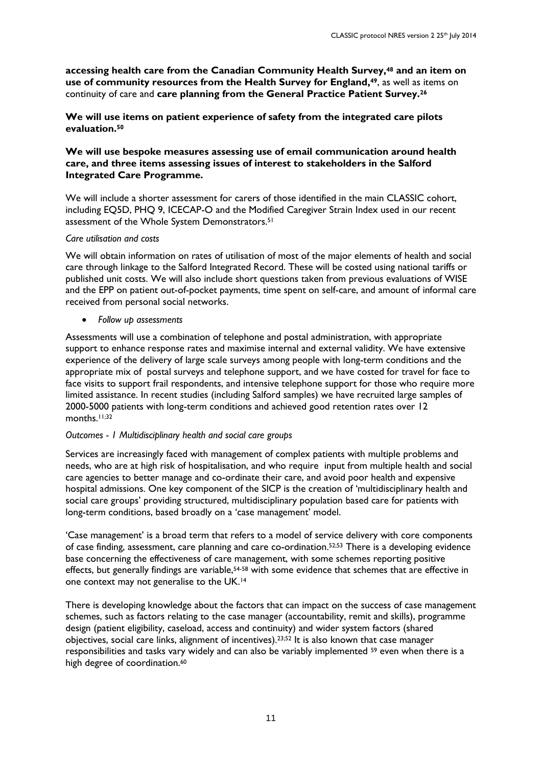**accessing health care from the Canadian Community Health Survey,[48] and an item on use of community resources from the Health Survey for England,[49]**, as well as items on continuity of care and **care planning from the General Practice Patient Survey.[26]**

**We will use items on patient experience of safety from the integrated care pilots evaluation.[50]**

**We will use bespoke measures assessing use of email communication around health care, and three items assessing issues of interest to stakeholders in the Salford Integrated Care Programme.**

We will include a shorter assessment for carers of those identified in the main CLASSIC cohort, including EQ5D, PHQ 9, ICECAP-O and the Modified Caregiver Strain Index used in our recent assessment of the Whole System Demonstrators.[51]

*Care utilisation and costs*

We will obtain information on rates of utilisation of most of the major elements of health and social care through linkage to the Salford Integrated Record. These will be costed using national tariffs or published unit costs. We will also include short questions taken from previous evaluations of WISE and the EPP on patient out-of-pocket payments, time spent on self-care, and amount of informal care received from personal social networks.

- *Follow up assessments*

Assessments will use a combination of telephone and postal administration, with appropriate support to enhance response rates and maximise internal and external validity. We have extensive experience of the delivery of large scale surveys among people with long-term conditions and the appropriate mix of postal surveys and telephone support, and we have costed for travel for face to face visits to support frail respondents, and intensive telephone support for those who require more limited assistance. In recent studies (including Salford samples) we have recruited large samples of 2000-5000 patients with long-term conditions and achieved good retention rates over 12 months.[11;32]

*Outcomes - 1 Multidisciplinary health and social care groups*

Services are increasingly faced with management of complex patients with multiple problems and needs, who are at high risk of hospitalisation, and who require input from multiple health and social care agencies to better manage and co-ordinate their care, and avoid poor health and expensive hospital admissions. One key component of the SICP is the creation of 'multidisciplinary health and social care groups' providing structured, multidisciplinary population based care for patients with long-term conditions, based broadly on a 'case management' model.

'Case management' is a broad term that refers to a model of service delivery with core components of case finding, assessment, care planning and care co-ordination.[52;53] There is a developing evidence base concerning the effectiveness of care management, with some schemes reporting positive effects, but generally findings are variable,[54-58] with some evidence that schemes that are effective in one context may not generalise to the UK.[14]

There is developing knowledge about the factors that can impact on the success of case management schemes, such as factors relating to the case manager (accountability, remit and skills), programme design (patient eligibility, caseload, access and continuity) and wider system factors (shared objectives, social care links, alignment of incentives).[23;52] It is also known that case manager responsibilities and tasks vary widely and can also be variably implemented [59] even when there is a high degree of coordination.[60]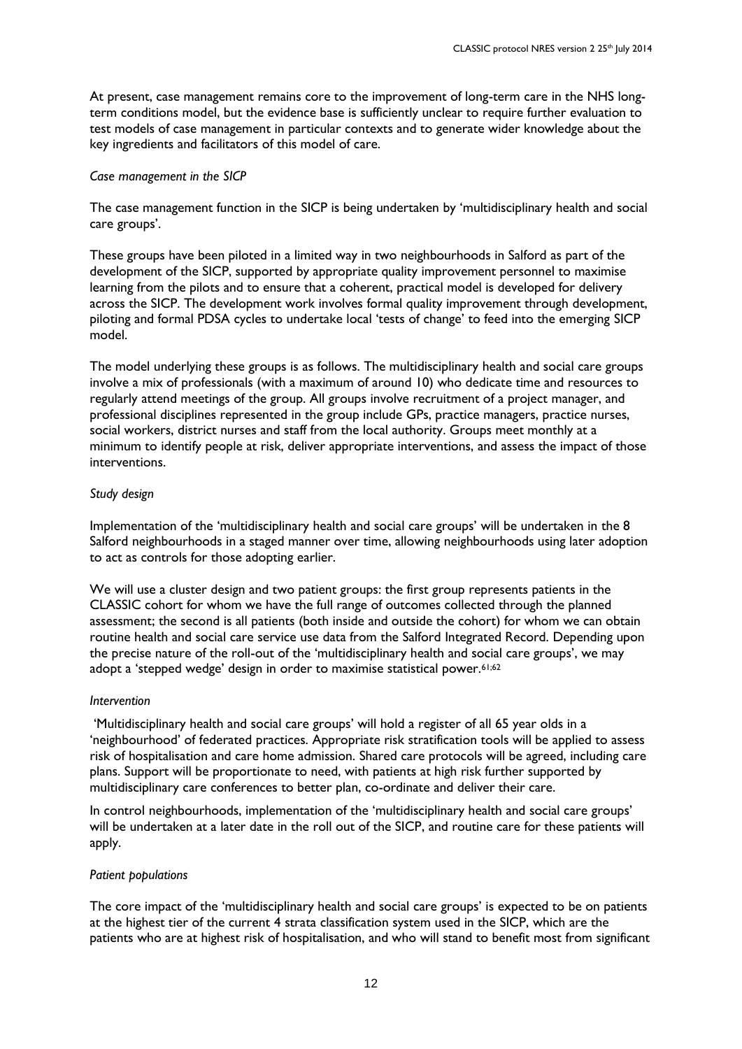At present, case management remains core to the improvement of long-term care in the NHS long-term conditions model, but the evidence base is sufficiently unclear to require further evaluation to test models of case management in particular contexts and to generate wider knowledge about the key ingredients and facilitators of this model of care.

*Case management in the SICP*

The case management function in the SICP is being undertaken by 'multidisciplinary health and social care groups'.

These groups have been piloted in a limited way in two neighbourhoods in Salford as part of the development of the SICP, supported by appropriate quality improvement personnel to maximise learning from the pilots and to ensure that a coherent, practical model is developed for delivery across the SICP. The development work involves formal quality improvement through development, piloting and formal PDSA cycles to undertake local 'tests of change' to feed into the emerging SICP model.

The model underlying these groups is as follows. The multidisciplinary health and social care groups involve a mix of professionals (with a maximum of around 10) who dedicate time and resources to regularly attend meetings of the group. All groups involve recruitment of a project manager, and professional disciplines represented in the group include GPs, practice managers, practice nurses, social workers, district nurses and staff from the local authority. Groups meet monthly at a minimum to identify people at risk, deliver appropriate interventions, and assess the impact of those interventions.

*Study design*

Implementation of the 'multidisciplinary health and social care groups' will be undertaken in the 8 Salford neighbourhoods in a staged manner over time, allowing neighbourhoods using later adoption to act as controls for those adopting earlier.

We will use a cluster design and two patient groups: the first group represents patients in the CLASSIC cohort for whom we have the full range of outcomes collected through the planned assessment; the second is all patients (both inside and outside the cohort) for whom we can obtain routine health and social care service use data from the Salford Integrated Record. Depending upon the precise nature of the roll-out of the 'multidisciplinary health and social care groups', we may adopt a 'stepped wedge' design in order to maximise statistical power.[61;62]

*Intervention*

'Multidisciplinary health and social care groups' will hold a register of all 65 year olds in a 'neighbourhood' of federated practices. Appropriate risk stratification tools will be applied to assess risk of hospitalisation and care home admission. Shared care protocols will be agreed, including care plans. Support will be proportionate to need, with patients at high risk further supported by multidisciplinary care conferences to better plan, co-ordinate and deliver their care.

In control neighbourhoods, implementation of the 'multidisciplinary health and social care groups' will be undertaken at a later date in the roll out of the SICP, and routine care for these patients will apply.

*Patient populations*

The core impact of the 'multidisciplinary health and social care groups' is expected to be on patients at the highest tier of the current 4 strata classification system used in the SICP, which are the patients who are at highest risk of hospitalisation, and who will stand to benefit most from significant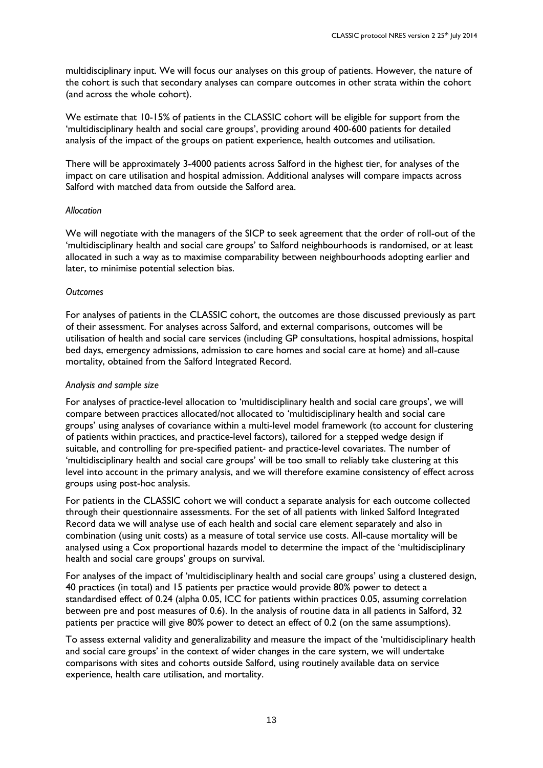multidisciplinary input. We will focus our analyses on this group of patients. However, the nature of the cohort is such that secondary analyses can compare outcomes in other strata within the cohort (and across the whole cohort).

We estimate that 10-15% of patients in the CLASSIC cohort will be eligible for support from the 'multidisciplinary health and social care groups', providing around 400-600 patients for detailed analysis of the impact of the groups on patient experience, health outcomes and utilisation.

There will be approximately 3-4000 patients across Salford in the highest tier, for analyses of the impact on care utilisation and hospital admission. Additional analyses will compare impacts across Salford with matched data from outside the Salford area.

*Allocation*

We will negotiate with the managers of the SICP to seek agreement that the order of roll-out of the 'multidisciplinary health and social care groups' to Salford neighbourhoods is randomised, or at least allocated in such a way as to maximise comparability between neighbourhoods adopting earlier and later, to minimise potential selection bias.

*Outcomes*

For analyses of patients in the CLASSIC cohort, the outcomes are those discussed previously as part of their assessment. For analyses across Salford, and external comparisons, outcomes will be utilisation of health and social care services (including GP consultations, hospital admissions, hospital bed days, emergency admissions, admission to care homes and social care at home) and all-cause mortality, obtained from the Salford Integrated Record.

*Analysis and sample size*

For analyses of practice-level allocation to 'multidisciplinary health and social care groups', we will compare between practices allocated/not allocated to 'multidisciplinary health and social care groups' using analyses of covariance within a multi-level model framework (to account for clustering of patients within practices, and practice-level factors), tailored for a stepped wedge design if suitable, and controlling for pre-specified patient- and practice-level covariates. The number of 'multidisciplinary health and social care groups' will be too small to reliably take clustering at this level into account in the primary analysis, and we will therefore examine consistency of effect across groups using post-hoc analysis.

For patients in the CLASSIC cohort we will conduct a separate analysis for each outcome collected through their questionnaire assessments. For the set of all patients with linked Salford Integrated Record data we will analyse use of each health and social care element separately and also in combination (using unit costs) as a measure of total service use costs. All-cause mortality will be analysed using a Cox proportional hazards model to determine the impact of the 'multidisciplinary health and social care groups' groups on survival.

For analyses of the impact of 'multidisciplinary health and social care groups' using a clustered design, 40 practices (in total) and 15 patients per practice would provide 80% power to detect a standardised effect of 0.24 (alpha 0.05, ICC for patients within practices 0.05, assuming correlation between pre and post measures of 0.6). In the analysis of routine data in all patients in Salford, 32 patients per practice will give 80% power to detect an effect of 0.2 (on the same assumptions).

To assess external validity and generalizability and measure the impact of the 'multidisciplinary health and social care groups' in the context of wider changes in the care system, we will undertake comparisons with sites and cohorts outside Salford, using routinely available data on service experience, health care utilisation, and mortality.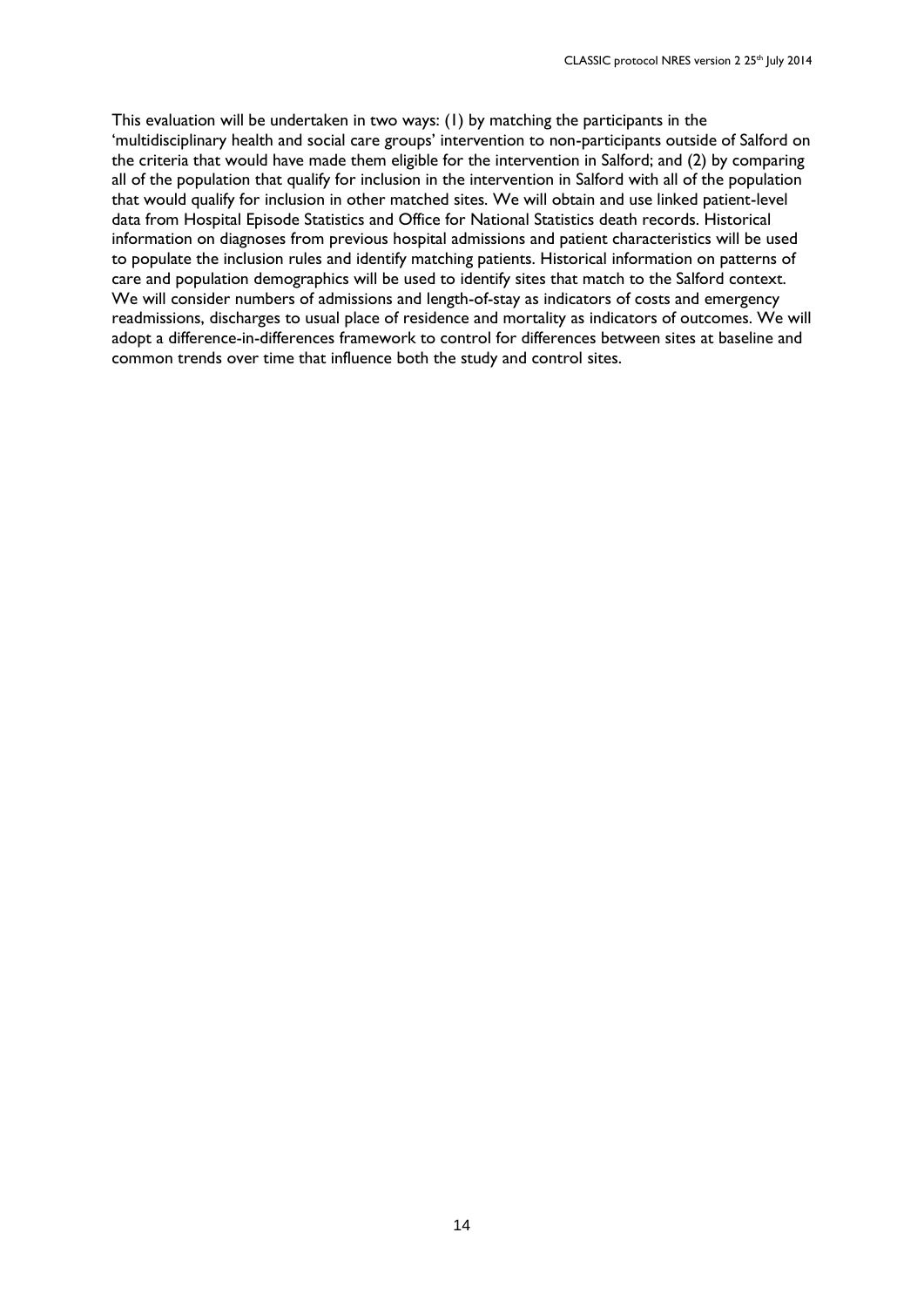This evaluation will be undertaken in two ways: (1) by matching the participants in the 'multidisciplinary health and social care groups' intervention to non-participants outside of Salford on the criteria that would have made them eligible for the intervention in Salford; and (2) by comparing all of the population that qualify for inclusion in the intervention in Salford with all of the population that would qualify for inclusion in other matched sites. We will obtain and use linked patient-level data from Hospital Episode Statistics and Office for National Statistics death records. Historical information on diagnoses from previous hospital admissions and patient characteristics will be used to populate the inclusion rules and identify matching patients. Historical information on patterns of care and population demographics will be used to identify sites that match to the Salford context. We will consider numbers of admissions and length-of-stay as indicators of costs and emergency readmissions, discharges to usual place of residence and mortality as indicators of outcomes. We will adopt a difference-in-differences framework to control for differences between sites at baseline and common trends over time that influence both the study and control sites.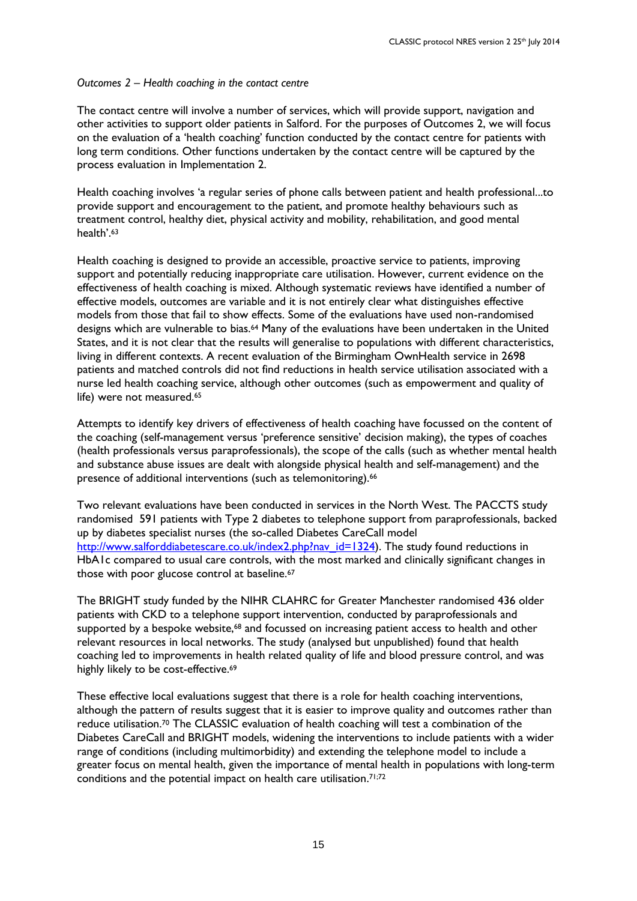*Outcomes 2 – Health coaching in the contact centre*

The contact centre will involve a number of services, which will provide support, navigation and other activities to support older patients in Salford. For the purposes of Outcomes 2, we will focus on the evaluation of a 'health coaching' function conducted by the contact centre for patients with long term conditions. Other functions undertaken by the contact centre will be captured by the process evaluation in Implementation 2.

Health coaching involves 'a regular series of phone calls between patient and health professional...to provide support and encouragement to the patient, and promote healthy behaviours such as treatment control, healthy diet, physical activity and mobility, rehabilitation, and good mental health'.[63]

Health coaching is designed to provide an accessible, proactive service to patients, improving support and potentially reducing inappropriate care utilisation. However, current evidence on the effectiveness of health coaching is mixed. Although systematic reviews have identified a number of effective models, outcomes are variable and it is not entirely clear what distinguishes effective models from those that fail to show effects. Some of the evaluations have used non-randomised designs which are vulnerable to bias.[64] Many of the evaluations have been undertaken in the United States, and it is not clear that the results will generalise to populations with different characteristics, living in different contexts. A recent evaluation of the Birmingham OwnHealth service in 2698 patients and matched controls did not find reductions in health service utilisation associated with a nurse led health coaching service, although other outcomes (such as empowerment and quality of life) were not measured.[65]

Attempts to identify key drivers of effectiveness of health coaching have focussed on the content of the coaching (self-management versus 'preference sensitive' decision making), the types of coaches (health professionals versus paraprofessionals), the scope of the calls (such as whether mental health and substance abuse issues are dealt with alongside physical health and self-management) and the presence of additional interventions (such as telemonitoring).[66]

Two relevant evaluations have been conducted in services in the North West. The PACCTS study randomised 591 patients with Type 2 diabetes to telephone support from paraprofessionals, backed up by diabetes specialist nurses (the so-called Diabetes CareCall model [http://www.salforddiabetescare.co.uk/index2.php?nav_id=1324](http://www.salforddiabetescare.co.uk/index2.php?nav_id=1324)). The study found reductions in HbA1c compared to usual care controls, with the most marked and clinically significant changes in those with poor glucose control at baseline.[67]

The BRIGHT study funded by the NIHR CLAHRC for Greater Manchester randomised 436 older patients with CKD to a telephone support intervention, conducted by paraprofessionals and supported by a bespoke website,[68] and focussed on increasing patient access to health and other relevant resources in local networks. The study (analysed but unpublished) found that health coaching led to improvements in health related quality of life and blood pressure control, and was highly likely to be cost-effective.[69]

These effective local evaluations suggest that there is a role for health coaching interventions, although the pattern of results suggest that it is easier to improve quality and outcomes rather than reduce utilisation.[70] The CLASSIC evaluation of health coaching will test a combination of the Diabetes CareCall and BRIGHT models, widening the interventions to include patients with a wider range of conditions (including multimorbidity) and extending the telephone model to include a greater focus on mental health, given the importance of mental health in populations with long-term conditions and the potential impact on health care utilisation.[71;72]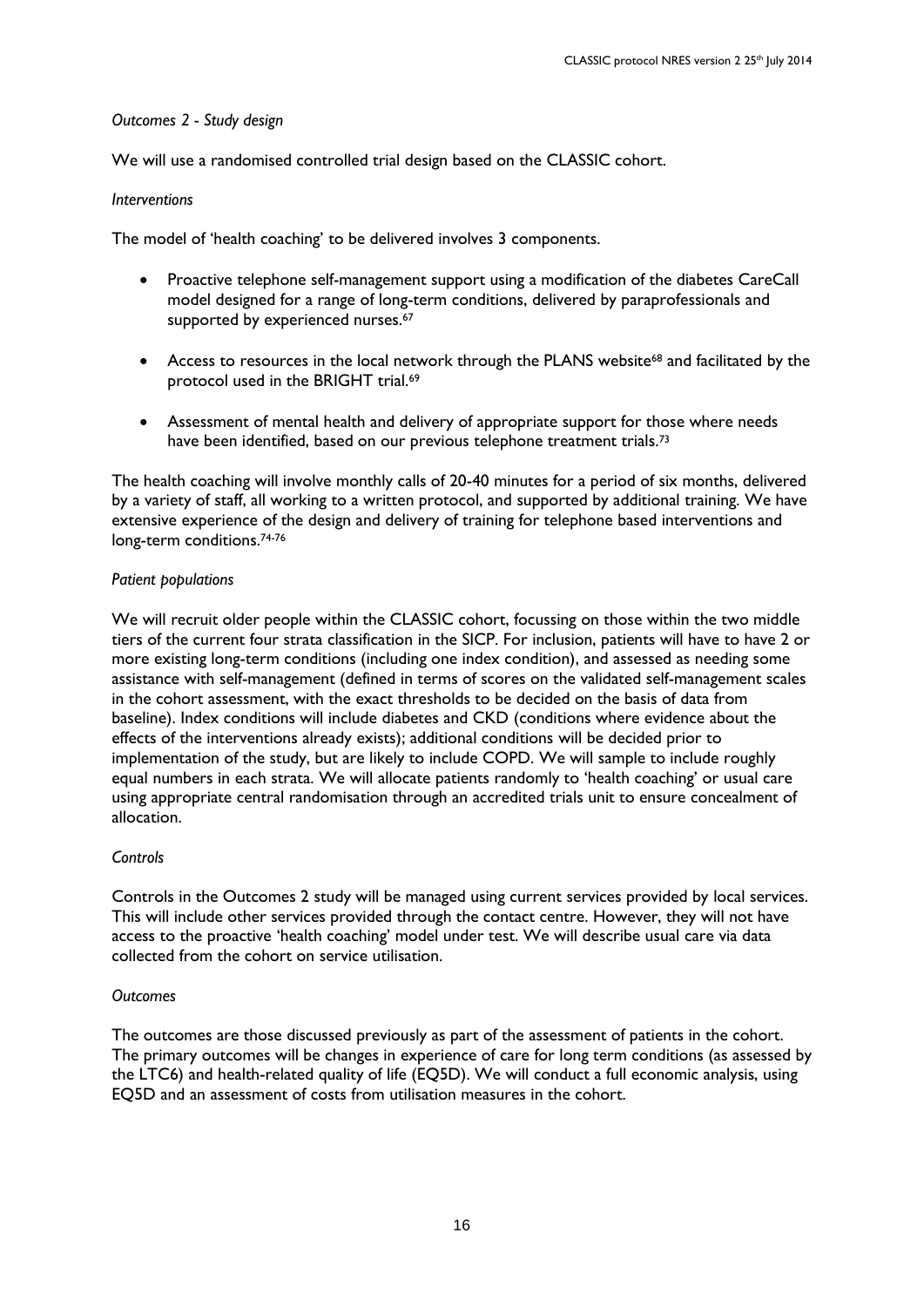*Outcomes 2 - Study design*

We will use a randomised controlled trial design based on the CLASSIC cohort.

*Interventions*

The model of 'health coaching' to be delivered involves 3 components.

- Proactive telephone self-management support using a modification of the diabetes CareCall model designed for a range of long-term conditions, delivered by paraprofessionals and supported by experienced nurses.[67]
- Access to resources in the local network through the PLANS website[68] and facilitated by the protocol used in the BRIGHT trial.[69]
- Assessment of mental health and delivery of appropriate support for those where needs have been identified, based on our previous telephone treatment trials.[73]

The health coaching will involve monthly calls of 20-40 minutes for a period of six months, delivered by a variety of staff, all working to a written protocol, and supported by additional training. We have extensive experience of the design and delivery of training for telephone based interventions and long-term conditions.[74-76]

*Patient populations*

We will recruit older people within the CLASSIC cohort, focussing on those within the two middle tiers of the current four strata classification in the SICP. For inclusion, patients will have to have 2 or more existing long-term conditions (including one index condition), and assessed as needing some assistance with self-management (defined in terms of scores on the validated self-management scales in the cohort assessment, with the exact thresholds to be decided on the basis of data from baseline). Index conditions will include diabetes and CKD (conditions where evidence about the effects of the interventions already exists); additional conditions will be decided prior to implementation of the study, but are likely to include COPD. We will sample to include roughly equal numbers in each strata. We will allocate patients randomly to 'health coaching' or usual care using appropriate central randomisation through an accredited trials unit to ensure concealment of allocation.

*Controls*

Controls in the Outcomes 2 study will be managed using current services provided by local services. This will include other services provided through the contact centre. However, they will not have access to the proactive 'health coaching' model under test. We will describe usual care via data collected from the cohort on service utilisation.

*Outcomes*

The outcomes are those discussed previously as part of the assessment of patients in the cohort. The primary outcomes will be changes in experience of care for long term conditions (as assessed by the LTC6) and health-related quality of life (EQ5D). We will conduct a full economic analysis, using EQ5D and an assessment of costs from utilisation measures in the cohort.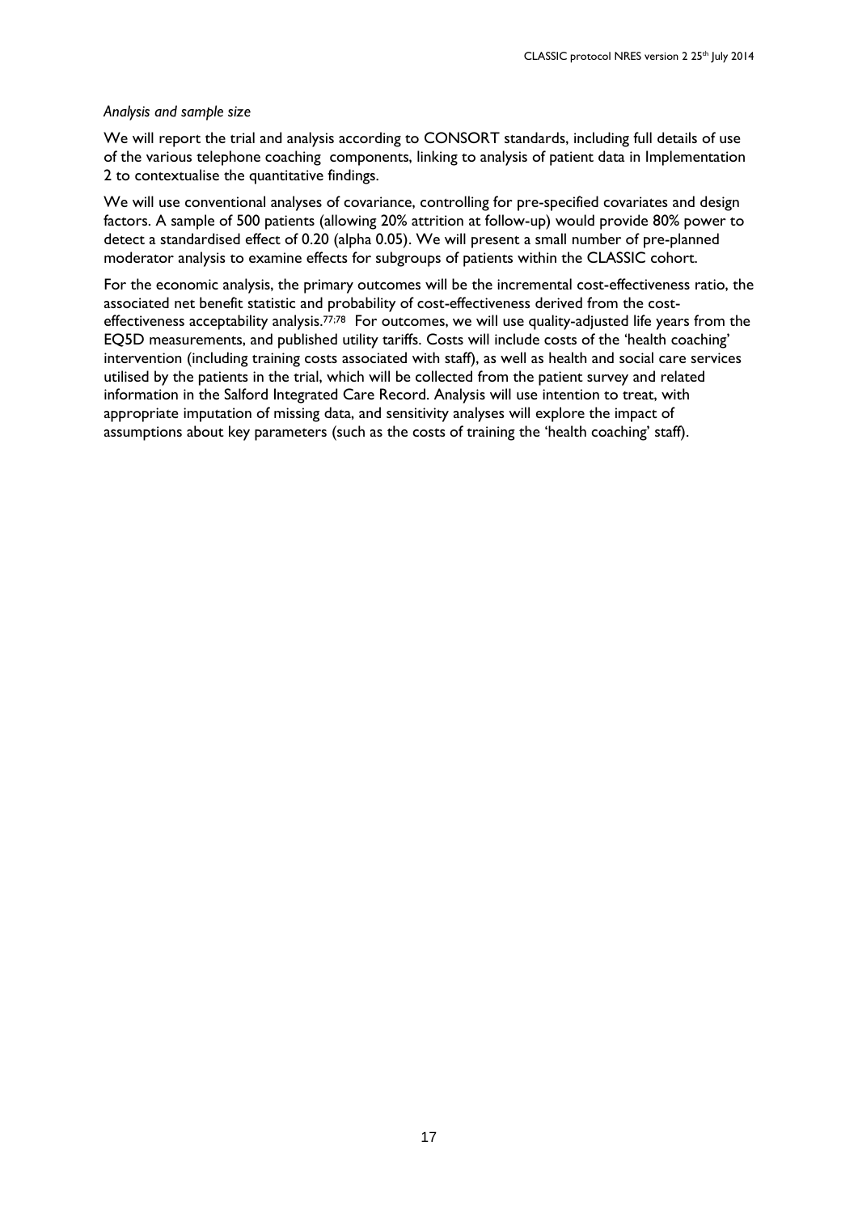*Analysis and sample size*

We will report the trial and analysis according to CONSORT standards, including full details of use of the various telephone coaching components, linking to analysis of patient data in Implementation 2 to contextualise the quantitative findings.

We will use conventional analyses of covariance, controlling for pre-specified covariates and design factors. A sample of 500 patients (allowing 20% attrition at follow-up) would provide 80% power to detect a standardised effect of 0.20 (alpha 0.05). We will present a small number of pre-planned moderator analysis to examine effects for subgroups of patients within the CLASSIC cohort.

For the economic analysis, the primary outcomes will be the incremental cost-effectiveness ratio, the associated net benefit statistic and probability of cost-effectiveness derived from the cost-effectiveness acceptability analysis.[77;78] For outcomes, we will use quality-adjusted life years from the EQ5D measurements, and published utility tariffs. Costs will include costs of the 'health coaching' intervention (including training costs associated with staff), as well as health and social care services utilised by the patients in the trial, which will be collected from the patient survey and related information in the Salford Integrated Care Record. Analysis will use intention to treat, with appropriate imputation of missing data, and sensitivity analyses will explore the impact of assumptions about key parameters (such as the costs of training the 'health coaching' staff).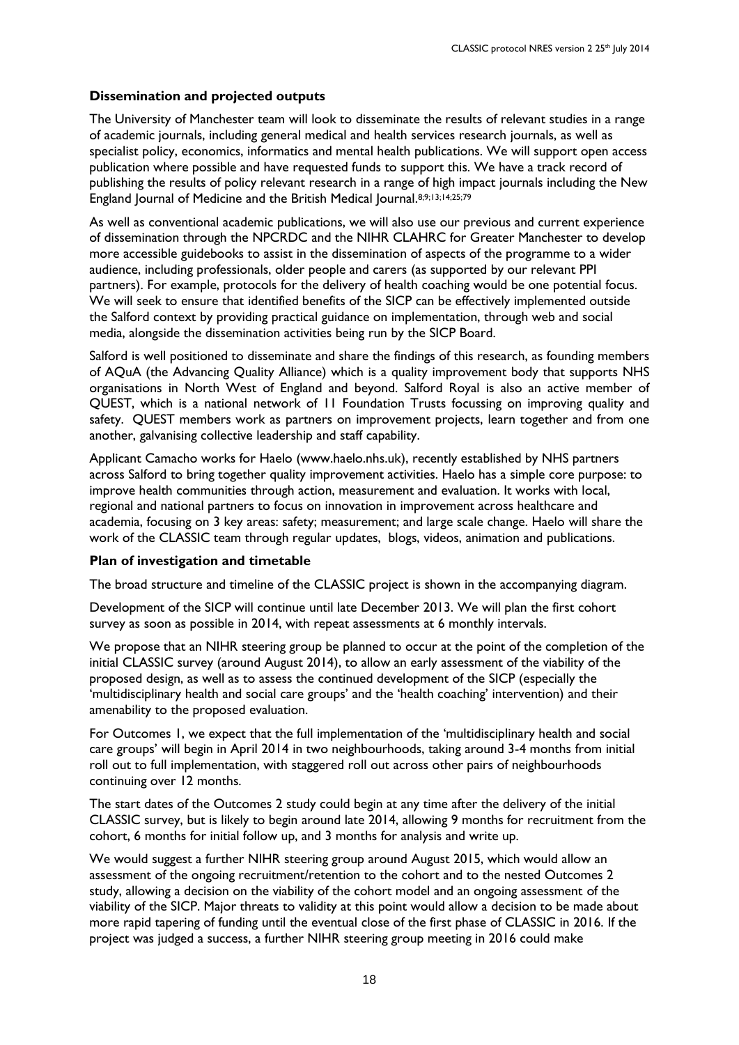### Dissemination and projected outputs

The University of Manchester team will look to disseminate the results of relevant studies in a range of academic journals, including general medical and health services research journals, as well as specialist policy, economics, informatics and mental health publications. We will support open access publication where possible and have requested funds to support this. We have a track record of publishing the results of policy relevant research in a range of high impact journals including the New England Journal of Medicine and the British Medical Journal.[8;9;13;14;25;79]

As well as conventional academic publications, we will also use our previous and current experience of dissemination through the NPCRDC and the NIHR CLAHRC for Greater Manchester to develop more accessible guidebooks to assist in the dissemination of aspects of the programme to a wider audience, including professionals, older people and carers (as supported by our relevant PPI partners). For example, protocols for the delivery of health coaching would be one potential focus. We will seek to ensure that identified benefits of the SICP can be effectively implemented outside the Salford context by providing practical guidance on implementation, through web and social media, alongside the dissemination activities being run by the SICP Board.

Salford is well positioned to disseminate and share the findings of this research, as founding members of AQuA (the Advancing Quality Alliance) which is a quality improvement body that supports NHS organisations in North West of England and beyond. Salford Royal is also an active member of QUEST, which is a national network of 11 Foundation Trusts focussing on improving quality and safety. QUEST members work as partners on improvement projects, learn together and from one another, galvanising collective leadership and staff capability.

Applicant Camacho works for Haelo (www.haelo.nhs.uk), recently established by NHS partners across Salford to bring together quality improvement activities. Haelo has a simple core purpose: to improve health communities through action, measurement and evaluation. It works with local, regional and national partners to focus on innovation in improvement across healthcare and academia, focusing on 3 key areas: safety; measurement; and large scale change. Haelo will share the work of the CLASSIC team through regular updates, blogs, videos, animation and publications.

### Plan of investigation and timetable

The broad structure and timeline of the CLASSIC project is shown in the accompanying diagram.

Development of the SICP will continue until late December 2013. We will plan the first cohort survey as soon as possible in 2014, with repeat assessments at 6 monthly intervals.

We propose that an NIHR steering group be planned to occur at the point of the completion of the initial CLASSIC survey (around August 2014), to allow an early assessment of the viability of the proposed design, as well as to assess the continued development of the SICP (especially the 'multidisciplinary health and social care groups' and the 'health coaching' intervention) and their amenability to the proposed evaluation.

For Outcomes 1, we expect that the full implementation of the 'multidisciplinary health and social care groups' will begin in April 2014 in two neighbourhoods, taking around 3-4 months from initial roll out to full implementation, with staggered roll out across other pairs of neighbourhoods continuing over 12 months.

The start dates of the Outcomes 2 study could begin at any time after the delivery of the initial CLASSIC survey, but is likely to begin around late 2014, allowing 9 months for recruitment from the cohort, 6 months for initial follow up, and 3 months for analysis and write up.

We would suggest a further NIHR steering group around August 2015, which would allow an assessment of the ongoing recruitment/retention to the cohort and to the nested Outcomes 2 study, allowing a decision on the viability of the cohort model and an ongoing assessment of the viability of the SICP. Major threats to validity at this point would allow a decision to be made about more rapid tapering of funding until the eventual close of the first phase of CLASSIC in 2016. If the project was judged a success, a further NIHR steering group meeting in 2016 could make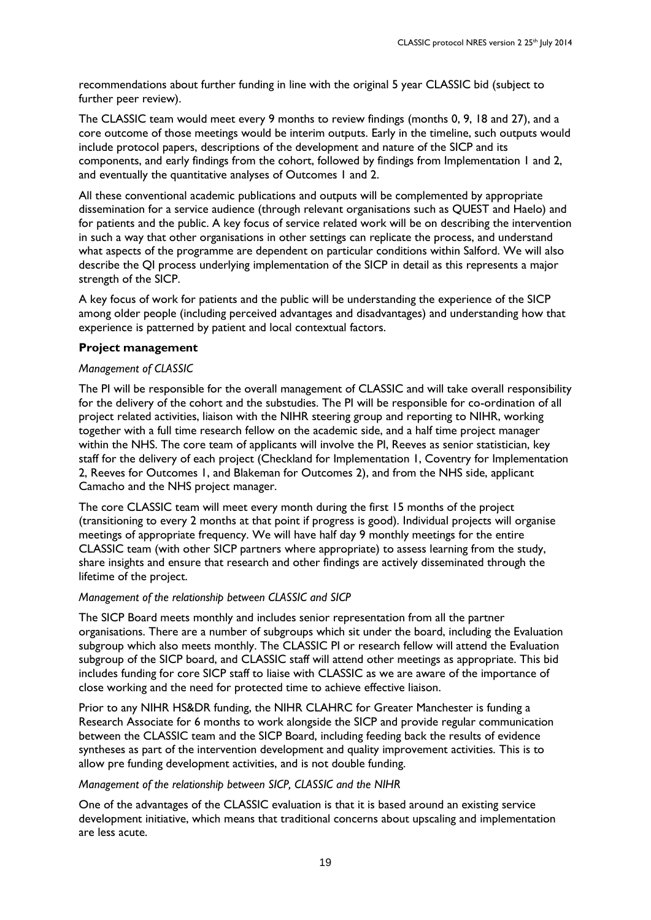recommendations about further funding in line with the original 5 year CLASSIC bid (subject to further peer review).

The CLASSIC team would meet every 9 months to review findings (months 0, 9, 18 and 27), and a core outcome of those meetings would be interim outputs. Early in the timeline, such outputs would include protocol papers, descriptions of the development and nature of the SICP and its components, and early findings from the cohort, followed by findings from Implementation 1 and 2, and eventually the quantitative analyses of Outcomes 1 and 2.

All these conventional academic publications and outputs will be complemented by appropriate dissemination for a service audience (through relevant organisations such as QUEST and Haelo) and for patients and the public. A key focus of service related work will be on describing the intervention in such a way that other organisations in other settings can replicate the process, and understand what aspects of the programme are dependent on particular conditions within Salford. We will also describe the QI process underlying implementation of the SICP in detail as this represents a major strength of the SICP.

A key focus of work for patients and the public will be understanding the experience of the SICP among older people (including perceived advantages and disadvantages) and understanding how that experience is patterned by patient and local contextual factors.

### Project management

*Management of CLASSIC*

The PI will be responsible for the overall management of CLASSIC and will take overall responsibility for the delivery of the cohort and the substudies. The PI will be responsible for co-ordination of all project related activities, liaison with the NIHR steering group and reporting to NIHR, working together with a full time research fellow on the academic side, and a half time project manager within the NHS. The core team of applicants will involve the PI, Reeves as senior statistician, key staff for the delivery of each project (Checkland for Implementation 1, Coventry for Implementation 2, Reeves for Outcomes 1, and Blakeman for Outcomes 2), and from the NHS side, applicant Camacho and the NHS project manager.

The core CLASSIC team will meet every month during the first 15 months of the project (transitioning to every 2 months at that point if progress is good). Individual projects will organise meetings of appropriate frequency. We will have half day 9 monthly meetings for the entire CLASSIC team (with other SICP partners where appropriate) to assess learning from the study, share insights and ensure that research and other findings are actively disseminated through the lifetime of the project.

*Management of the relationship between CLASSIC and SICP*

The SICP Board meets monthly and includes senior representation from all the partner organisations. There are a number of subgroups which sit under the board, including the Evaluation subgroup which also meets monthly. The CLASSIC PI or research fellow will attend the Evaluation subgroup of the SICP board, and CLASSIC staff will attend other meetings as appropriate. This bid includes funding for core SICP staff to liaise with CLASSIC as we are aware of the importance of close working and the need for protected time to achieve effective liaison.

Prior to any NIHR HS&DR funding, the NIHR CLAHRC for Greater Manchester is funding a Research Associate for 6 months to work alongside the SICP and provide regular communication between the CLASSIC team and the SICP Board, including feeding back the results of evidence syntheses as part of the intervention development and quality improvement activities. This is to allow pre funding development activities, and is not double funding.

*Management of the relationship between SICP, CLASSIC and the NIHR*

One of the advantages of the CLASSIC evaluation is that it is based around an existing service development initiative, which means that traditional concerns about upscaling and implementation are less acute.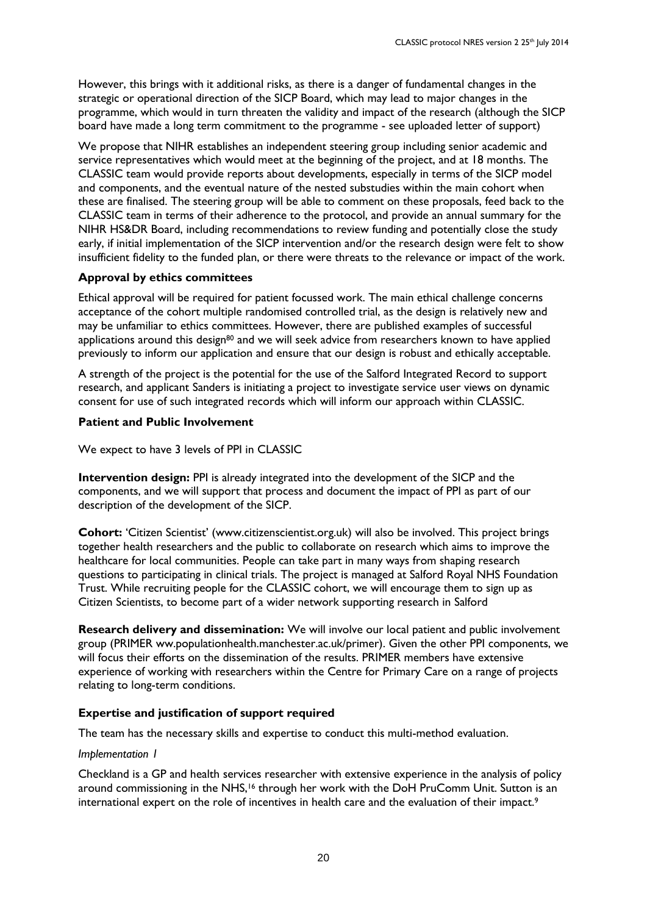However, this brings with it additional risks, as there is a danger of fundamental changes in the strategic or operational direction of the SICP Board, which may lead to major changes in the programme, which would in turn threaten the validity and impact of the research (although the SICP board have made a long term commitment to the programme - see uploaded letter of support)

We propose that NIHR establishes an independent steering group including senior academic and service representatives which would meet at the beginning of the project, and at 18 months. The CLASSIC team would provide reports about developments, especially in terms of the SICP model and components, and the eventual nature of the nested substudies within the main cohort when these are finalised. The steering group will be able to comment on these proposals, feed back to the CLASSIC team in terms of their adherence to the protocol, and provide an annual summary for the NIHR HS&DR Board, including recommendations to review funding and potentially close the study early, if initial implementation of the SICP intervention and/or the research design were felt to show insufficient fidelity to the funded plan, or there were threats to the relevance or impact of the work.

### Approval by ethics committees

Ethical approval will be required for patient focussed work. The main ethical challenge concerns acceptance of the cohort multiple randomised controlled trial, as the design is relatively new and may be unfamiliar to ethics committees. However, there are published examples of successful applications around this design[80] and we will seek advice from researchers known to have applied previously to inform our application and ensure that our design is robust and ethically acceptable.

A strength of the project is the potential for the use of the Salford Integrated Record to support research, and applicant Sanders is initiating a project to investigate service user views on dynamic consent for use of such integrated records which will inform our approach within CLASSIC.

### Patient and Public Involvement

We expect to have 3 levels of PPI in CLASSIC

**Intervention design:** PPI is already integrated into the development of the SICP and the components, and we will support that process and document the impact of PPI as part of our description of the development of the SICP.

**Cohort:** 'Citizen Scientist' (www.citizenscientist.org.uk) will also be involved. This project brings together health researchers and the public to collaborate on research which aims to improve the healthcare for local communities. People can take part in many ways from shaping research questions to participating in clinical trials. The project is managed at Salford Royal NHS Foundation Trust. While recruiting people for the CLASSIC cohort, we will encourage them to sign up as Citizen Scientists, to become part of a wider network supporting research in Salford

**Research delivery and dissemination:** We will involve our local patient and public involvement group (PRIMER ww.populationhealth.manchester.ac.uk/primer). Given the other PPI components, we will focus their efforts on the dissemination of the results. PRIMER members have extensive experience of working with researchers within the Centre for Primary Care on a range of projects relating to long-term conditions.

### Expertise and justification of support required

The team has the necessary skills and expertise to conduct this multi-method evaluation.

*Implementation 1*

Checkland is a GP and health services researcher with extensive experience in the analysis of policy around commissioning in the NHS,[16] through her work with the DoH PruComm Unit. Sutton is an international expert on the role of incentives in health care and the evaluation of their impact.[9]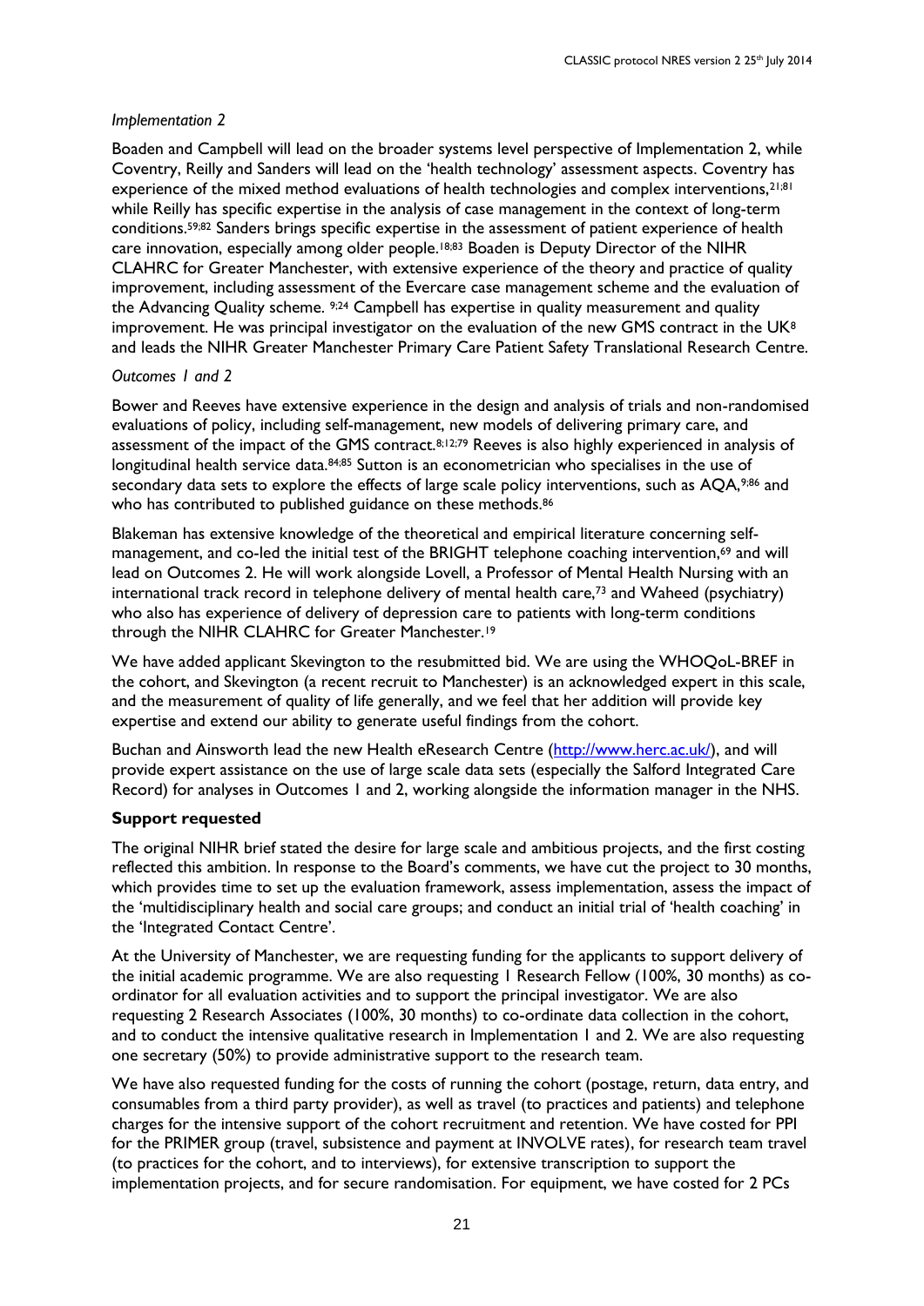*Implementation 2*

Boaden and Campbell will lead on the broader systems level perspective of Implementation 2, while Coventry, Reilly and Sanders will lead on the 'health technology' assessment aspects. Coventry has experience of the mixed method evaluations of health technologies and complex interventions,[21;81] while Reilly has specific expertise in the analysis of case management in the context of long-term conditions.[59;82] Sanders brings specific expertise in the assessment of patient experience of health care innovation, especially among older people.[18;83] Boaden is Deputy Director of the NIHR CLAHRC for Greater Manchester, with extensive experience of the theory and practice of quality improvement, including assessment of the Evercare case management scheme and the evaluation of the Advancing Quality scheme. [9;24] Campbell has expertise in quality measurement and quality improvement. He was principal investigator on the evaluation of the new GMS contract in the UK[8] and leads the NIHR Greater Manchester Primary Care Patient Safety Translational Research Centre.

*Outcomes 1 and 2*

Bower and Reeves have extensive experience in the design and analysis of trials and non-randomised evaluations of policy, including self-management, new models of delivering primary care, and assessment of the impact of the GMS contract.[8;12;79] Reeves is also highly experienced in analysis of longitudinal health service data.[84;85] Sutton is an econometrician who specialises in the use of secondary data sets to explore the effects of large scale policy interventions, such as AQA,[9;86] and who has contributed to published guidance on these methods.[86]

Blakeman has extensive knowledge of the theoretical and empirical literature concerning self-management, and co-led the initial test of the BRIGHT telephone coaching intervention,[69] and will lead on Outcomes 2. He will work alongside Lovell, a Professor of Mental Health Nursing with an international track record in telephone delivery of mental health care,[73] and Waheed (psychiatry) who also has experience of delivery of depression care to patients with long-term conditions through the NIHR CLAHRC for Greater Manchester.[19]

We have added applicant Skevington to the resubmitted bid. We are using the WHOQoL-BREF in the cohort, and Skevington (a recent recruit to Manchester) is an acknowledged expert in this scale, and the measurement of quality of life generally, and we feel that her addition will provide key expertise and extend our ability to generate useful findings from the cohort.

Buchan and Ainsworth lead the new Health eResearch Centre (http://www.herc.ac.uk/), and will provide expert assistance on the use of large scale data sets (especially the Salford Integrated Care Record) for analyses in Outcomes 1 and 2, working alongside the information manager in the NHS.

**Support requested**

The original NIHR brief stated the desire for large scale and ambitious projects, and the first costing reflected this ambition. In response to the Board's comments, we have cut the project to 30 months, which provides time to set up the evaluation framework, assess implementation, assess the impact of the 'multidisciplinary health and social care groups; and conduct an initial trial of 'health coaching' in the 'Integrated Contact Centre'.

At the University of Manchester, we are requesting funding for the applicants to support delivery of the initial academic programme. We are also requesting 1 Research Fellow (100%, 30 months) as co-ordinator for all evaluation activities and to support the principal investigator. We are also requesting 2 Research Associates (100%, 30 months) to co-ordinate data collection in the cohort, and to conduct the intensive qualitative research in Implementation 1 and 2. We are also requesting one secretary (50%) to provide administrative support to the research team.

We have also requested funding for the costs of running the cohort (postage, return, data entry, and consumables from a third party provider), as well as travel (to practices and patients) and telephone charges for the intensive support of the cohort recruitment and retention. We have costed for PPI for the PRIMER group (travel, subsistence and payment at INVOLVE rates), for research team travel (to practices for the cohort, and to interviews), for extensive transcription to support the implementation projects, and for secure randomisation. For equipment, we have costed for 2 PCs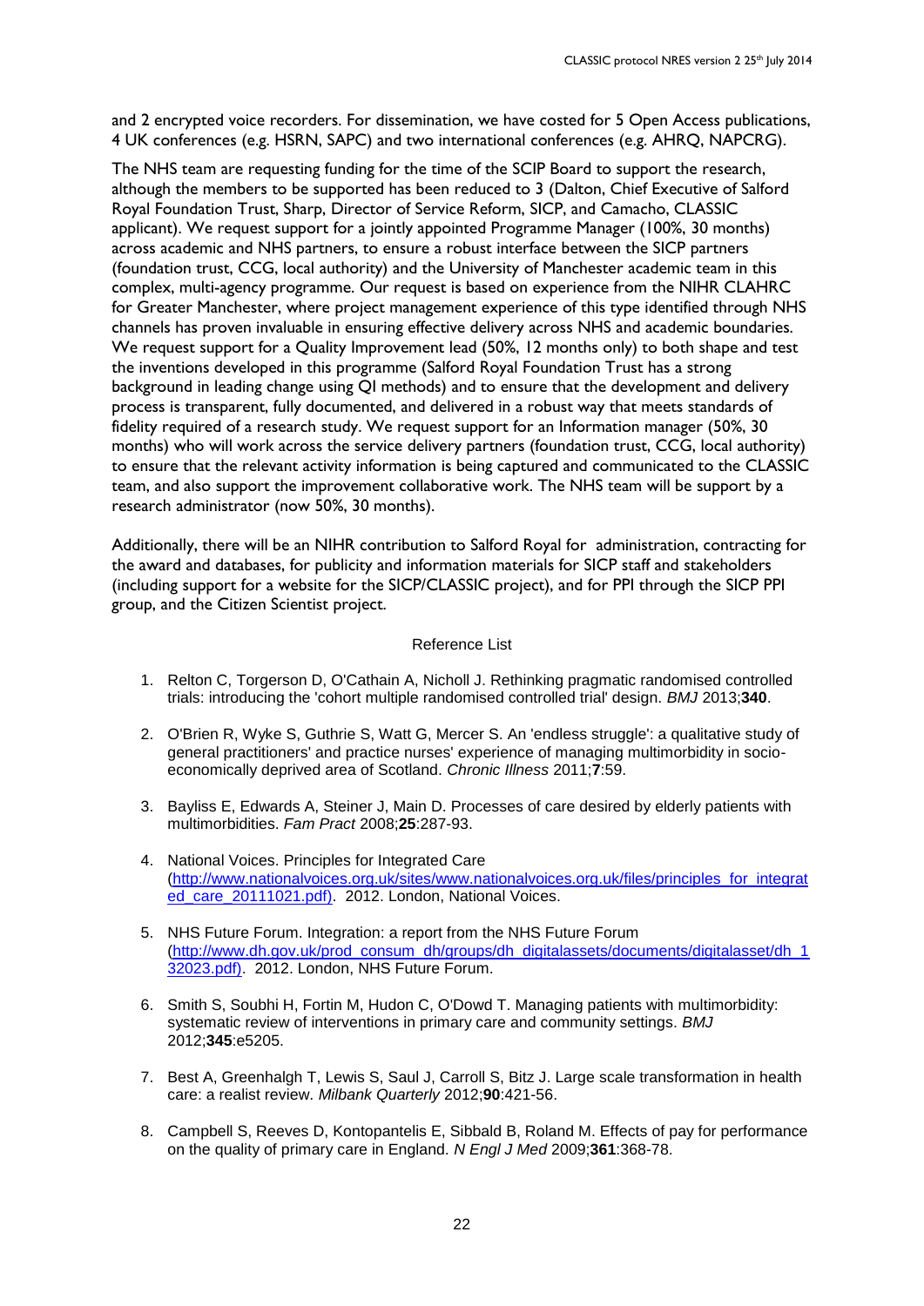and 2 encrypted voice recorders. For dissemination, we have costed for 5 Open Access publications, 4 UK conferences (e.g. HSRN, SAPC) and two international conferences (e.g. AHRQ, NAPCRG).

The NHS team are requesting funding for the time of the SCIP Board to support the research, although the members to be supported has been reduced to 3 (Dalton, Chief Executive of Salford Royal Foundation Trust, Sharp, Director of Service Reform, SICP, and Camacho, CLASSIC applicant). We request support for a jointly appointed Programme Manager (100%, 30 months) across academic and NHS partners, to ensure a robust interface between the SICP partners (foundation trust, CCG, local authority) and the University of Manchester academic team in this complex, multi-agency programme. Our request is based on experience from the NIHR CLAHRC for Greater Manchester, where project management experience of this type identified through NHS channels has proven invaluable in ensuring effective delivery across NHS and academic boundaries. We request support for a Quality Improvement lead (50%, 12 months only) to both shape and test the inventions developed in this programme (Salford Royal Foundation Trust has a strong background in leading change using QI methods) and to ensure that the development and delivery process is transparent, fully documented, and delivered in a robust way that meets standards of fidelity required of a research study. We request support for an Information manager (50%, 30 months) who will work across the service delivery partners (foundation trust, CCG, local authority) to ensure that the relevant activity information is being captured and communicated to the CLASSIC team, and also support the improvement collaborative work. The NHS team will be support by a research administrator (now 50%, 30 months).

Additionally, there will be an NIHR contribution to Salford Royal for administration, contracting for the award and databases, for publicity and information materials for SICP staff and stakeholders (including support for a website for the SICP/CLASSIC project), and for PPI through the SICP PPI group, and the Citizen Scientist project.

## Reference List

1. Relton C, Torgerson D, O'Cathain A, Nicholl J. Rethinking pragmatic randomised controlled trials: introducing the 'cohort multiple randomised controlled trial' design. *BMJ* 2013;**340**.
2. O'Brien R, Wyke S, Guthrie S, Watt G, Mercer S. An 'endless struggle': a qualitative study of general practitioners' and practice nurses' experience of managing multimorbidity in socio-economically deprived area of Scotland. *Chronic Illness* 2011;**7**:59.
3. Bayliss E, Edwards A, Steiner J, Main D. Processes of care desired by elderly patients with multimorbidities. *Fam Pract* 2008;**25**:287-93.
4. National Voices. Principles for Integrated Care (http://www.nationalvoices.org.uk/sites/www.nationalvoices.org.uk/files/principles_for_integrated_care_20111021.pdf). 2012. London, National Voices.
5. NHS Future Forum. Integration: a report from the NHS Future Forum (http://www.dh.gov.uk/prod_consum_dh/groups/dh_digitalassets/documents/digitalasset/dh_132023.pdf). 2012. London, NHS Future Forum.
6. Smith S, Soubhi H, Fortin M, Hudon C, O'Dowd T. Managing patients with multimorbidity: systematic review of interventions in primary care and community settings. *BMJ* 2012;**345**:e5205.
7. Best A, Greenhalgh T, Lewis S, Saul J, Carroll S, Bitz J. Large scale transformation in health care: a realist review. *Milbank Quarterly* 2012;**90**:421-56.
8. Campbell S, Reeves D, Kontopantelis E, Sibbald B, Roland M. Effects of pay for performance on the quality of primary care in England. *N Engl J Med* 2009;**361**:368-78.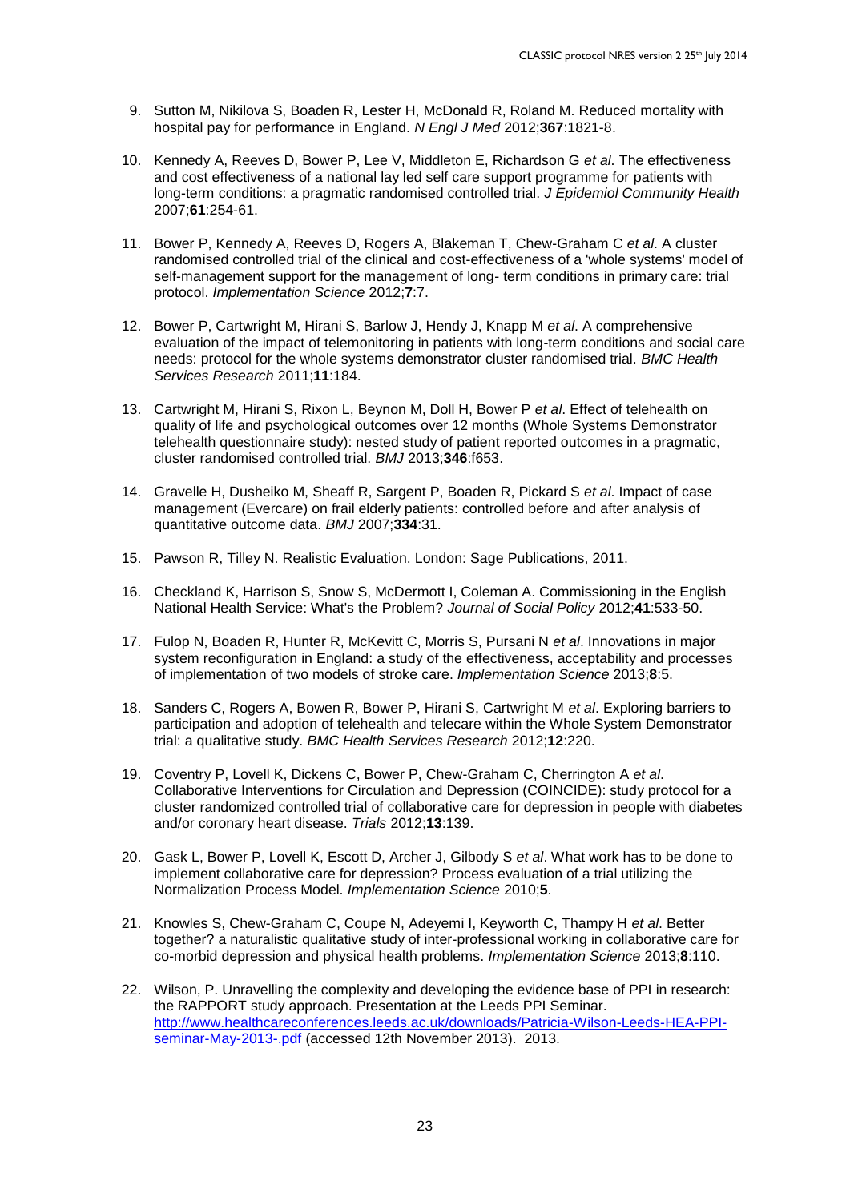9. Sutton M, Nikilova S, Boaden R, Lester H, McDonald R, Roland M. Reduced mortality with hospital pay for performance in England. *N Engl J Med* 2012;**367**:1821-8.

10. Kennedy A, Reeves D, Bower P, Lee V, Middleton E, Richardson G *et al*. The effectiveness and cost effectiveness of a national lay led self care support programme for patients with long-term conditions: a pragmatic randomised controlled trial. *J Epidemiol Community Health* 2007;**61**:254-61.

11. Bower P, Kennedy A, Reeves D, Rogers A, Blakeman T, Chew-Graham C *et al*. A cluster randomised controlled trial of the clinical and cost-effectiveness of a 'whole systems' model of self-management support for the management of long- term conditions in primary care: trial protocol. *Implementation Science* 2012;**7**:7.

12. Bower P, Cartwright M, Hirani S, Barlow J, Hendy J, Knapp M *et al*. A comprehensive evaluation of the impact of telemonitoring in patients with long-term conditions and social care needs: protocol for the whole systems demonstrator cluster randomised trial. *BMC Health Services Research* 2011;**11**:184.

13. Cartwright M, Hirani S, Rixon L, Beynon M, Doll H, Bower P *et al*. Effect of telehealth on quality of life and psychological outcomes over 12 months (Whole Systems Demonstrator telehealth questionnaire study): nested study of patient reported outcomes in a pragmatic, cluster randomised controlled trial. *BMJ* 2013;**346**:f653.

14. Gravelle H, Dusheiko M, Sheaff R, Sargent P, Boaden R, Pickard S *et al*. Impact of case management (Evercare) on frail elderly patients: controlled before and after analysis of quantitative outcome data. *BMJ* 2007;**334**:31.

15. Pawson R, Tilley N. Realistic Evaluation. London: Sage Publications, 2011.

16. Checkland K, Harrison S, Snow S, McDermott I, Coleman A. Commissioning in the English National Health Service: What's the Problem? *Journal of Social Policy* 2012;**41**:533-50.

17. Fulop N, Boaden R, Hunter R, McKevitt C, Morris S, Pursani N *et al*. Innovations in major system reconfiguration in England: a study of the effectiveness, acceptability and processes of implementation of two models of stroke care. *Implementation Science* 2013;**8**:5.

18. Sanders C, Rogers A, Bowen R, Bower P, Hirani S, Cartwright M *et al*. Exploring barriers to participation and adoption of telehealth and telecare within the Whole System Demonstrator trial: a qualitative study. *BMC Health Services Research* 2012;**12**:220.

19. Coventry P, Lovell K, Dickens C, Bower P, Chew-Graham C, Cherrington A *et al*. Collaborative Interventions for Circulation and Depression (COINCIDE): study protocol for a cluster randomized controlled trial of collaborative care for depression in people with diabetes and/or coronary heart disease. *Trials* 2012;**13**:139.

20. Gask L, Bower P, Lovell K, Escott D, Archer J, Gilbody S *et al*. What work has to be done to implement collaborative care for depression? Process evaluation of a trial utilizing the Normalization Process Model. *Implementation Science* 2010;**5**.

21. Knowles S, Chew-Graham C, Coupe N, Adeyemi I, Keyworth C, Thampy H *et al*. Better together? a naturalistic qualitative study of inter-professional working in collaborative care for co-morbid depression and physical health problems. *Implementation Science* 2013;**8**:110.

22. Wilson, P. Unravelling the complexity and developing the evidence base of PPI in research: the RAPPORT study approach. Presentation at the Leeds PPI Seminar. [http://www.healthcareconferences.leeds.ac.uk/downloads/Patricia-Wilson-Leeds-HEA-PPI-seminar-May-2013-.pdf](http://www.healthcareconferences.leeds.ac.uk/downloads/Patricia-Wilson-Leeds-HEA-PPI-seminar-May-2013-.pdf) (accessed 12th November 2013). 2013.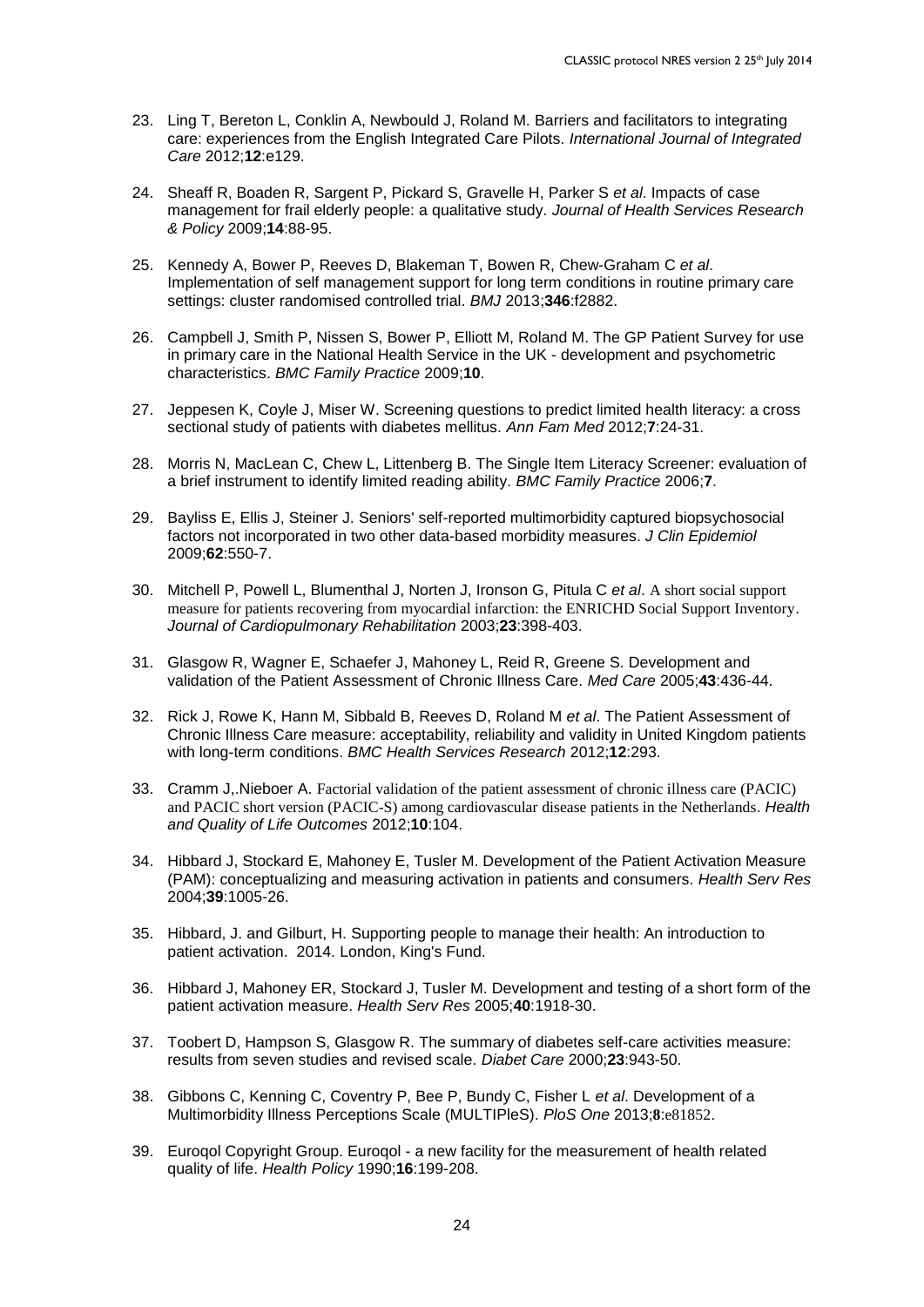23. Ling T, Bereton L, Conklin A, Newbould J, Roland M. Barriers and facilitators to integrating care: experiences from the English Integrated Care Pilots. *International Journal of Integrated Care* 2012;**12**:e129.

24. Sheaff R, Boaden R, Sargent P, Pickard S, Gravelle H, Parker S *et al*. Impacts of case management for frail elderly people: a qualitative study. *Journal of Health Services Research & Policy* 2009;**14**:88-95.

25. Kennedy A, Bower P, Reeves D, Blakeman T, Bowen R, Chew-Graham C *et al*. Implementation of self management support for long term conditions in routine primary care settings: cluster randomised controlled trial. *BMJ* 2013;**346**:f2882.

26. Campbell J, Smith P, Nissen S, Bower P, Elliott M, Roland M. The GP Patient Survey for use in primary care in the National Health Service in the UK - development and psychometric characteristics. *BMC Family Practice* 2009;**10**.

27. Jeppesen K, Coyle J, Miser W. Screening questions to predict limited health literacy: a cross sectional study of patients with diabetes mellitus. *Ann Fam Med* 2012;**7**:24-31.

28. Morris N, MacLean C, Chew L, Littenberg B. The Single Item Literacy Screener: evaluation of a brief instrument to identify limited reading ability. *BMC Family Practice* 2006;**7**.

29. Bayliss E, Ellis J, Steiner J. Seniors' self-reported multimorbidity captured biopsychosocial factors not incorporated in two other data-based morbidity measures. *J Clin Epidemiol* 2009;**62**:550-7.

30. Mitchell P, Powell L, Blumenthal J, Norten J, Ironson G, Pitula C *et al*. A short social support measure for patients recovering from myocardial infarction: the ENRICHD Social Support Inventory. *Journal of Cardiopulmonary Rehabilitation* 2003;**23**:398-403.

31. Glasgow R, Wagner E, Schaefer J, Mahoney L, Reid R, Greene S. Development and validation of the Patient Assessment of Chronic Illness Care. *Med Care* 2005;**43**:436-44.

32. Rick J, Rowe K, Hann M, Sibbald B, Reeves D, Roland M *et al*. The Patient Assessment of Chronic Illness Care measure: acceptability, reliability and validity in United Kingdom patients with long-term conditions. *BMC Health Services Research* 2012;**12**:293.

33. Cramm J,.Nieboer A. Factorial validation of the patient assessment of chronic illness care (PACIC) and PACIC short version (PACIC-S) among cardiovascular disease patients in the Netherlands. *Health and Quality of Life Outcomes* 2012;**10**:104.

34. Hibbard J, Stockard E, Mahoney E, Tusler M. Development of the Patient Activation Measure (PAM): conceptualizing and measuring activation in patients and consumers. *Health Serv Res* 2004;**39**:1005-26.

35. Hibbard, J. and Gilburt, H. Supporting people to manage their health: An introduction to patient activation. 2014. London, King's Fund.

36. Hibbard J, Mahoney ER, Stockard J, Tusler M. Development and testing of a short form of the patient activation measure. *Health Serv Res* 2005;**40**:1918-30.

37. Toobert D, Hampson S, Glasgow R. The summary of diabetes self-care activities measure: results from seven studies and revised scale. *Diabet Care* 2000;**23**:943-50.

38. Gibbons C, Kenning C, Coventry P, Bee P, Bundy C, Fisher L *et al*. Development of a Multimorbidity Illness Perceptions Scale (MULTIPleS). *PloS One* 2013;**8**:e81852.

39. Euroqol Copyright Group. Euroqol - a new facility for the measurement of health related quality of life. *Health Policy* 1990;**16**:199-208.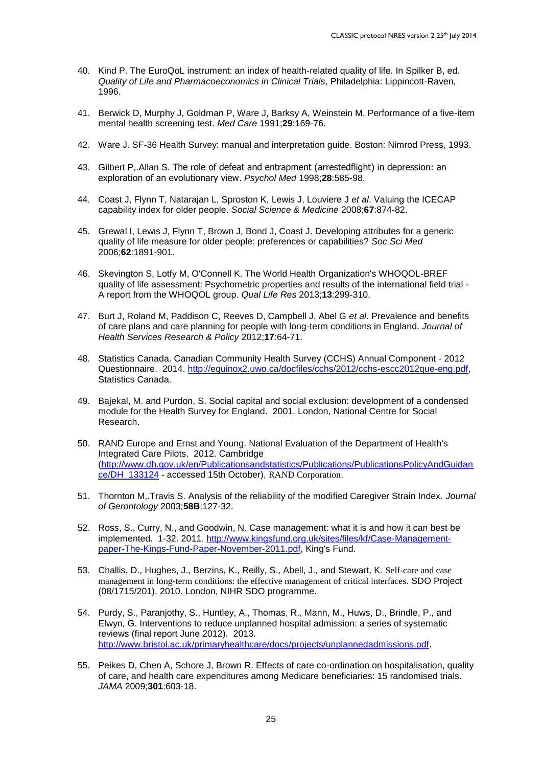40. Kind P. The EuroQoL instrument: an index of health-related quality of life. In Spilker B, ed. *Quality of Life and Pharmacoeconomics in Clinical Trials*, Philadelphia: Lippincott-Raven, 1996.

41. Berwick D, Murphy J, Goldman P, Ware J, Barksy A, Weinstein M. Performance of a five-item mental health screening test. *Med Care* 1991;**29**:169-76.

42. Ware J. SF-36 Health Survey: manual and interpretation guide. Boston: Nimrod Press, 1993.

43. Gilbert P,.Allan S. The role of defeat and entrapment (arrestedflight) in depression: an exploration of an evolutionary view. *Psychol Med* 1998;**28**:585-98.

44. Coast J, Flynn T, Natarajan L, Sproston K, Lewis J, Louviere J *et al*. Valuing the ICECAP capability index for older people. *Social Science & Medicine* 2008;**67**:874-82.

45. Grewal I, Lewis J, Flynn T, Brown J, Bond J, Coast J. Developing attributes for a generic quality of life measure for older people: preferences or capabilities? *Soc Sci Med* 2006;**62**:1891-901.

46. Skevington S, Lotfy M, O'Connell K. The World Health Organization's WHOQOL-BREF quality of life assessment: Psychometric properties and results of the international field trial - A report from the WHOQOL group. *Qual Life Res* 2013;**13**:299-310.

47. Burt J, Roland M, Paddison C, Reeves D, Campbell J, Abel G *et al*. Prevalence and benefits of care plans and care planning for people with long-term conditions in England. *Journal of Health Services Research & Policy* 2012;**17**:64-71.

48. Statistics Canada. Canadian Community Health Survey (CCHS) Annual Component - 2012 Questionnaire. 2014. http://equinox2.uwo.ca/docfiles/cchs/2012/cchs-escc2012que-eng.pdf, Statistics Canada.

49. Bajekal, M. and Purdon, S. Social capital and social exclusion: development of a condensed module for the Health Survey for England. 2001. London, National Centre for Social Research.

50. RAND Europe and Ernst and Young. National Evaluation of the Department of Health's Integrated Care Pilots. 2012. Cambridge (http://www.dh.gov.uk/en/Publicationsandstatistics/Publications/PublicationsPolicyAndGuidance/DH_133124 - accessed 15th October), RAND Corporation.

51. Thornton M,.Travis S. Analysis of the reliability of the modified Caregiver Strain Index. *Journal of Gerontology* 2003;**58B**:127-32.

52. Ross, S., Curry, N., and Goodwin, N. Case management: what it is and how it can best be implemented. 1-32. 2011. http://www.kingsfund.org.uk/sites/files/kf/Case-Management-paper-The-Kings-Fund-Paper-November-2011.pdf, King's Fund.

53. Challis, D., Hughes, J., Berzins, K., Reilly, S., Abell, J., and Stewart, K. Self-care and case management in long-term conditions: the effective management of critical interfaces. SDO Project (08/1715/201). 2010. London, NIHR SDO programme.

54. Purdy, S., Paranjothy, S., Huntley, A., Thomas, R., Mann, M., Huws, D., Brindle, P., and Elwyn, G. Interventions to reduce unplanned hospital admission: a series of systematic reviews (final report June 2012). 2013. http://www.bristol.ac.uk/primaryhealthcare/docs/projects/unplannedadmissions.pdf.

55. Peikes D, Chen A, Schore J, Brown R. Effects of care co-ordination on hospitalisation, quality of care, and health care expenditures among Medicare beneficiaries: 15 randomised trials. *JAMA* 2009;**301**:603-18.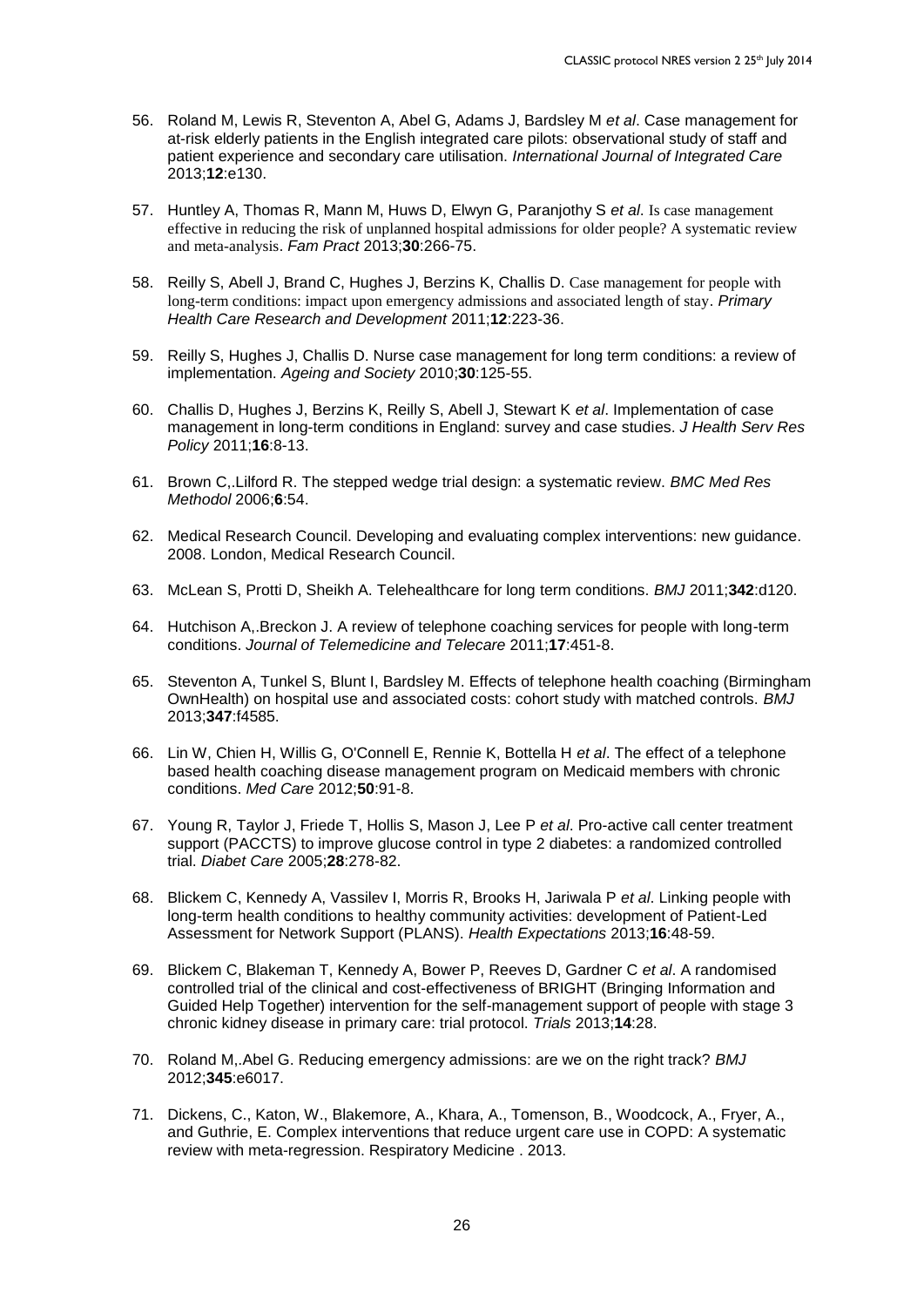56. Roland M, Lewis R, Steventon A, Abel G, Adams J, Bardsley M *et al*. Case management for at-risk elderly patients in the English integrated care pilots: observational study of staff and patient experience and secondary care utilisation. *International Journal of Integrated Care* 2013;**12**:e130.

57. Huntley A, Thomas R, Mann M, Huws D, Elwyn G, Paranjothy S *et al*. Is case management effective in reducing the risk of unplanned hospital admissions for older people? A systematic review and meta-analysis. *Fam Pract* 2013;**30**:266-75.

58. Reilly S, Abell J, Brand C, Hughes J, Berzins K, Challis D. Case management for people with long-term conditions: impact upon emergency admissions and associated length of stay. *Primary Health Care Research and Development* 2011;**12**:223-36.

59. Reilly S, Hughes J, Challis D. Nurse case management for long term conditions: a review of implementation. *Ageing and Society* 2010;**30**:125-55.

60. Challis D, Hughes J, Berzins K, Reilly S, Abell J, Stewart K *et al*. Implementation of case management in long-term conditions in England: survey and case studies. *J Health Serv Res Policy* 2011;**16**:8-13.

61. Brown C,.Lilford R. The stepped wedge trial design: a systematic review. *BMC Med Res Methodol* 2006;**6**:54.

62. Medical Research Council. Developing and evaluating complex interventions: new guidance. 2008. London, Medical Research Council.

63. McLean S, Protti D, Sheikh A. Telehealthcare for long term conditions. *BMJ* 2011;**342**:d120.

64. Hutchison A,.Breckon J. A review of telephone coaching services for people with long-term conditions. *Journal of Telemedicine and Telecare* 2011;**17**:451-8.

65. Steventon A, Tunkel S, Blunt I, Bardsley M. Effects of telephone health coaching (Birmingham OwnHealth) on hospital use and associated costs: cohort study with matched controls. *BMJ* 2013;**347**:f4585.

66. Lin W, Chien H, Willis G, O'Connell E, Rennie K, Bottella H *et al*. The effect of a telephone based health coaching disease management program on Medicaid members with chronic conditions. *Med Care* 2012;**50**:91-8.

67. Young R, Taylor J, Friede T, Hollis S, Mason J, Lee P *et al*. Pro-active call center treatment support (PACCTS) to improve glucose control in type 2 diabetes: a randomized controlled trial. *Diabet Care* 2005;**28**:278-82.

68. Blickem C, Kennedy A, Vassilev I, Morris R, Brooks H, Jariwala P *et al*. Linking people with long-term health conditions to healthy community activities: development of Patient-Led Assessment for Network Support (PLANS). *Health Expectations* 2013;**16**:48-59.

69. Blickem C, Blakeman T, Kennedy A, Bower P, Reeves D, Gardner C *et al*. A randomised controlled trial of the clinical and cost-effectiveness of BRIGHT (Bringing Information and Guided Help Together) intervention for the self-management support of people with stage 3 chronic kidney disease in primary care: trial protocol. *Trials* 2013;**14**:28.

70. Roland M,.Abel G. Reducing emergency admissions: are we on the right track? *BMJ* 2012;**345**:e6017.

71. Dickens, C., Katon, W., Blakemore, A., Khara, A., Tomenson, B., Woodcock, A., Fryer, A., and Guthrie, E. Complex interventions that reduce urgent care use in COPD: A systematic review with meta-regression. Respiratory Medicine . 2013.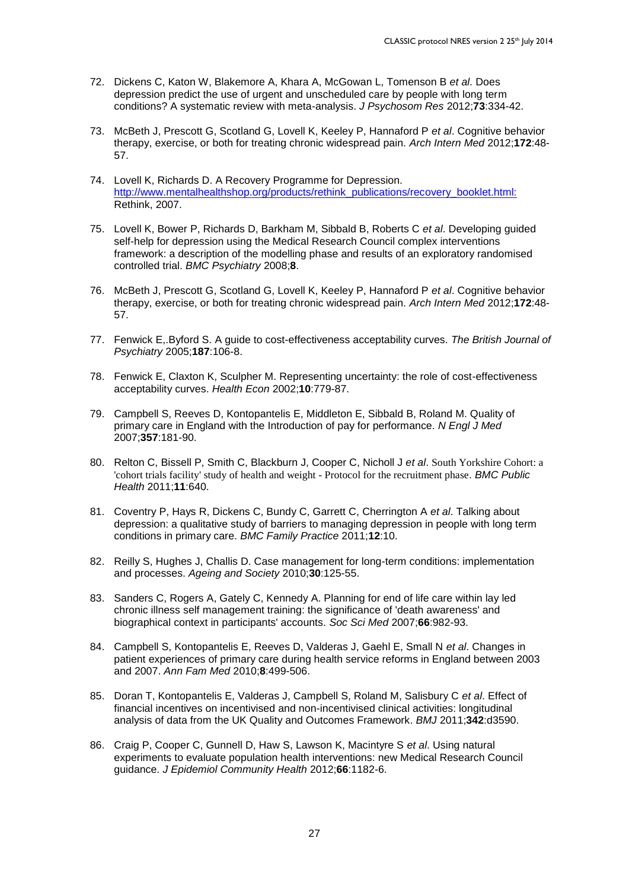72. Dickens C, Katon W, Blakemore A, Khara A, McGowan L, Tomenson B *et al*. Does depression predict the use of urgent and unscheduled care by people with long term conditions? A systematic review with meta-analysis. *J Psychosom Res* 2012;**73**:334-42.

73. McBeth J, Prescott G, Scotland G, Lovell K, Keeley P, Hannaford P *et al*. Cognitive behavior therapy, exercise, or both for treating chronic widespread pain. *Arch Intern Med* 2012;**172**:48-57.

74. Lovell K, Richards D. A Recovery Programme for Depression. http://www.mentalhealthshop.org/products/rethink_publications/recovery_booklet.html: Rethink, 2007.

75. Lovell K, Bower P, Richards D, Barkham M, Sibbald B, Roberts C *et al*. Developing guided self-help for depression using the Medical Research Council complex interventions framework: a description of the modelling phase and results of an exploratory randomised controlled trial. *BMC Psychiatry* 2008;**8**.

76. McBeth J, Prescott G, Scotland G, Lovell K, Keeley P, Hannaford P *et al*. Cognitive behavior therapy, exercise, or both for treating chronic widespread pain. *Arch Intern Med* 2012;**172**:48-57.

77. Fenwick E,.Byford S. A guide to cost-effectiveness acceptability curves. *The British Journal of Psychiatry* 2005;**187**:106-8.

78. Fenwick E, Claxton K, Sculpher M. Representing uncertainty: the role of cost-effectiveness acceptability curves. *Health Econ* 2002;**10**:779-87.

79. Campbell S, Reeves D, Kontopantelis E, Middleton E, Sibbald B, Roland M. Quality of primary care in England with the Introduction of pay for performance. *N Engl J Med* 2007;**357**:181-90.

80. Relton C, Bissell P, Smith C, Blackburn J, Cooper C, Nicholl J *et al*. South Yorkshire Cohort: a 'cohort trials facility' study of health and weight - Protocol for the recruitment phase. *BMC Public Health* 2011;**11**:640.

81. Coventry P, Hays R, Dickens C, Bundy C, Garrett C, Cherrington A *et al*. Talking about depression: a qualitative study of barriers to managing depression in people with long term conditions in primary care. *BMC Family Practice* 2011;**12**:10.

82. Reilly S, Hughes J, Challis D. Case management for long-term conditions: implementation and processes. *Ageing and Society* 2010;**30**:125-55.

83. Sanders C, Rogers A, Gately C, Kennedy A. Planning for end of life care within lay led chronic illness self management training: the significance of 'death awareness' and biographical context in participants' accounts. *Soc Sci Med* 2007;**66**:982-93.

84. Campbell S, Kontopantelis E, Reeves D, Valderas J, Gaehl E, Small N *et al*. Changes in patient experiences of primary care during health service reforms in England between 2003 and 2007. *Ann Fam Med* 2010;**8**:499-506.

85. Doran T, Kontopantelis E, Valderas J, Campbell S, Roland M, Salisbury C *et al*. Effect of financial incentives on incentivised and non-incentivised clinical activities: longitudinal analysis of data from the UK Quality and Outcomes Framework. *BMJ* 2011;**342**:d3590.

86. Craig P, Cooper C, Gunnell D, Haw S, Lawson K, Macintyre S *et al*. Using natural experiments to evaluate population health interventions: new Medical Research Council guidance. *J Epidemiol Community Health* 2012;**66**:1182-6.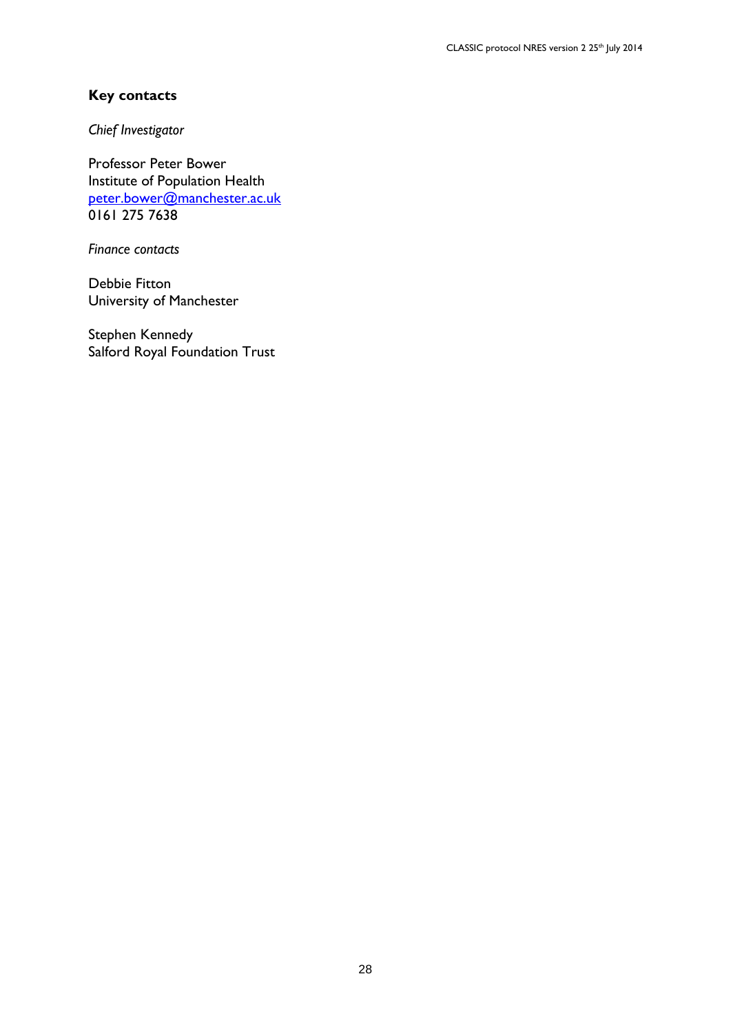## Key contacts

*Chief Investigator*

Professor Peter Bower
Institute of Population Health
peter.bower@manchester.ac.uk
0161 275 7638

*Finance contacts*

Debbie Fitton
University of Manchester

Stephen Kennedy
Salford Royal Foundation Trust